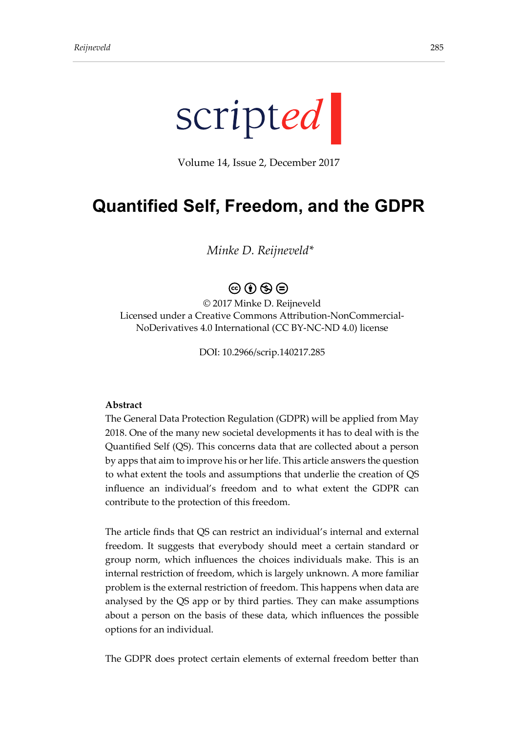scripted

Volume 14, Issue 2, December 2017

# Quantified Self, Freedom, and the GDPR

*Minke D. Reijneveld\**

© 2017 Minke D. Reijneveld
Licensed under a Creative Commons Attribution-NonCommercial-NoDerivatives 4.0 International (CC BY-NC-ND 4.0) license

DOI: 10.2966/scrip.140217.285

**Abstract**

The General Data Protection Regulation (GDPR) will be applied from May 2018. One of the many new societal developments it has to deal with is the Quantified Self (QS). This concerns data that are collected about a person by apps that aim to improve his or her life. This article answers the question to what extent the tools and assumptions that underlie the creation of QS influence an individual's freedom and to what extent the GDPR can contribute to the protection of this freedom.

The article finds that QS can restrict an individual's internal and external freedom. It suggests that everybody should meet a certain standard or group norm, which influences the choices individuals make. This is an internal restriction of freedom, which is largely unknown. A more familiar problem is the external restriction of freedom. This happens when data are analysed by the QS app or by third parties. They can make assumptions about a person on the basis of these data, which influences the possible options for an individual.

The GDPR does protect certain elements of external freedom better than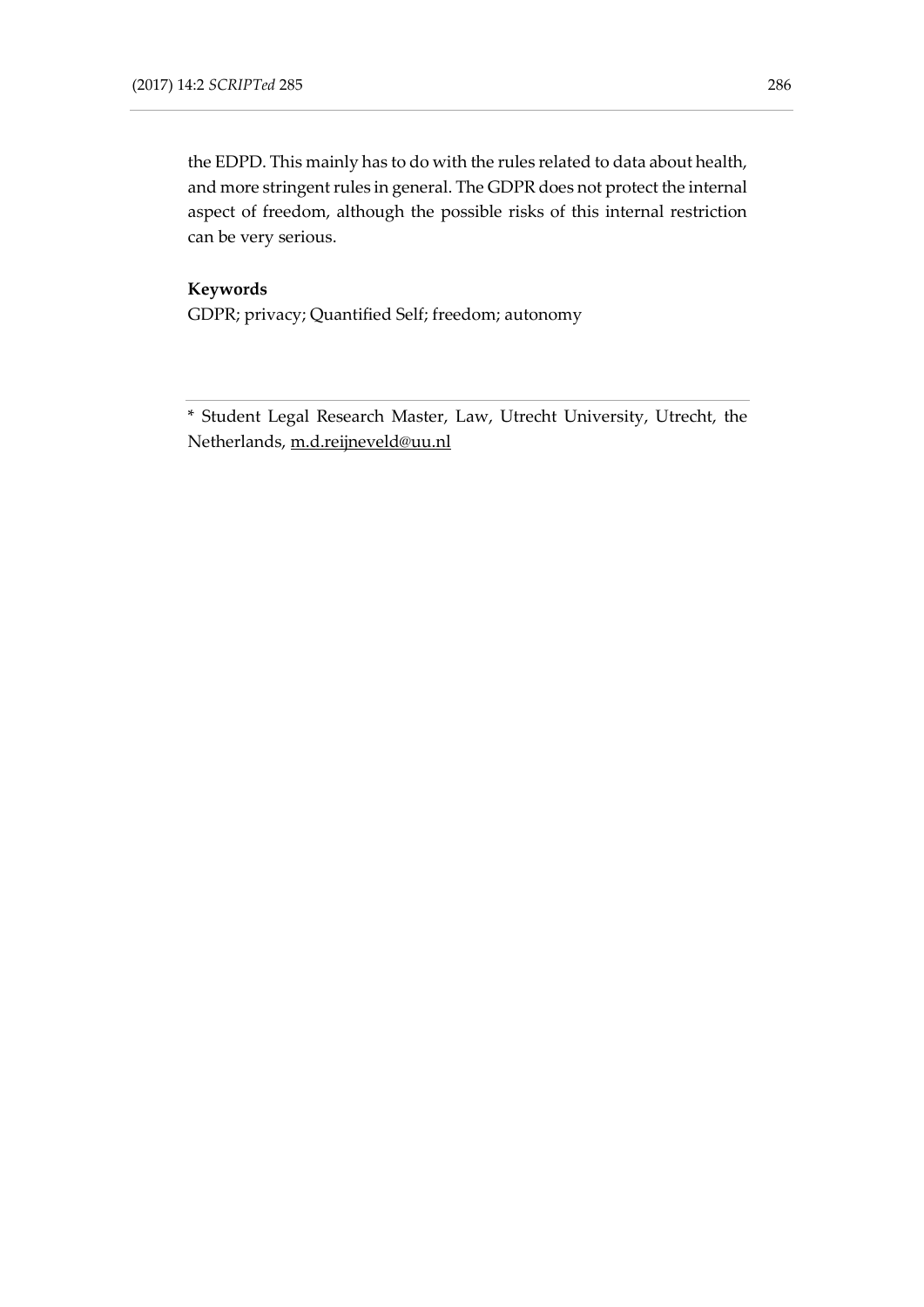the EDPD. This mainly has to do with the rules related to data about health, and more stringent rules in general. The GDPR does not protect the internal aspect of freedom, although the possible risks of this internal restriction can be very serious.

**Keywords**

GDPR; privacy; Quantified Self; freedom; autonomy

---

\* Student Legal Research Master, Law, Utrecht University, Utrecht, the Netherlands, m.d.reijneveld@uu.nl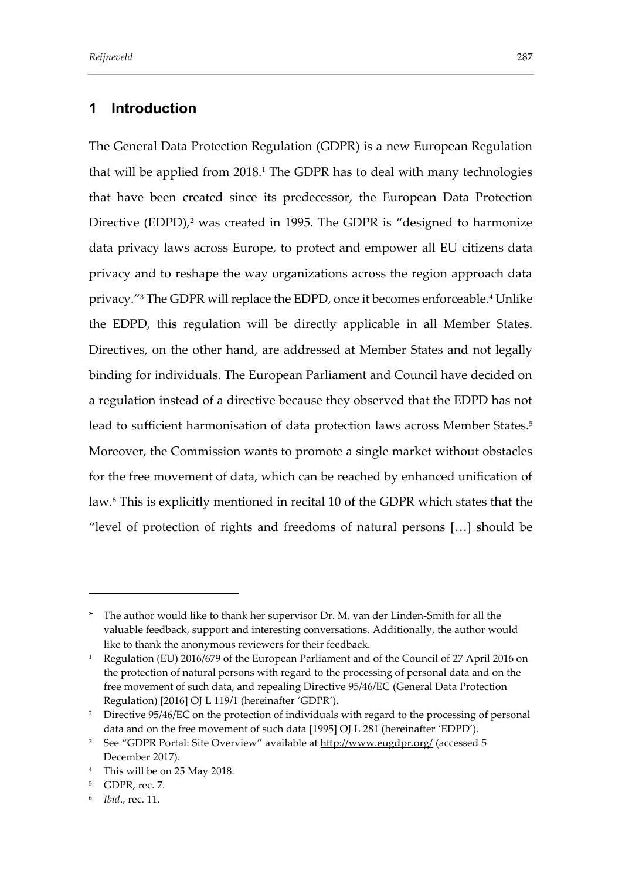## 1 Introduction

The General Data Protection Regulation (GDPR) is a new European Regulation that will be applied from 2018.[1] The GDPR has to deal with many technologies that have been created since its predecessor, the European Data Protection Directive (EDPD),[2] was created in 1995. The GDPR is "designed to harmonize data privacy laws across Europe, to protect and empower all EU citizens data privacy and to reshape the way organizations across the region approach data privacy."[3] The GDPR will replace the EDPD, once it becomes enforceable.[4] Unlike the EDPD, this regulation will be directly applicable in all Member States. Directives, on the other hand, are addressed at Member States and not legally binding for individuals. The European Parliament and Council have decided on a regulation instead of a directive because they observed that the EDPD has not lead to sufficient harmonisation of data protection laws across Member States.[5] Moreover, the Commission wants to promote a single market without obstacles for the free movement of data, which can be reached by enhanced unification of law.[6] This is explicitly mentioned in recital 10 of the GDPR which states that the "level of protection of rights and freedoms of natural persons […] should be

---

\* The author would like to thank her supervisor Dr. M. van der Linden-Smith for all the valuable feedback, support and interesting conversations. Additionally, the author would like to thank the anonymous reviewers for their feedback.

[1] Regulation (EU) 2016/679 of the European Parliament and of the Council of 27 April 2016 on the protection of natural persons with regard to the processing of personal data and on the free movement of such data, and repealing Directive 95/46/EC (General Data Protection Regulation) [2016] OJ L 119/1 (hereinafter 'GDPR').

[2] Directive 95/46/EC on the protection of individuals with regard to the processing of personal data and on the free movement of such data [1995] OJ L 281 (hereinafter 'EDPD').

[3] See "GDPR Portal: Site Overview" available at http://www.eugdpr.org/ (accessed 5 December 2017).

[4] This will be on 25 May 2018.

[5] GDPR, rec. 7.

[6] *Ibid*., rec. 11.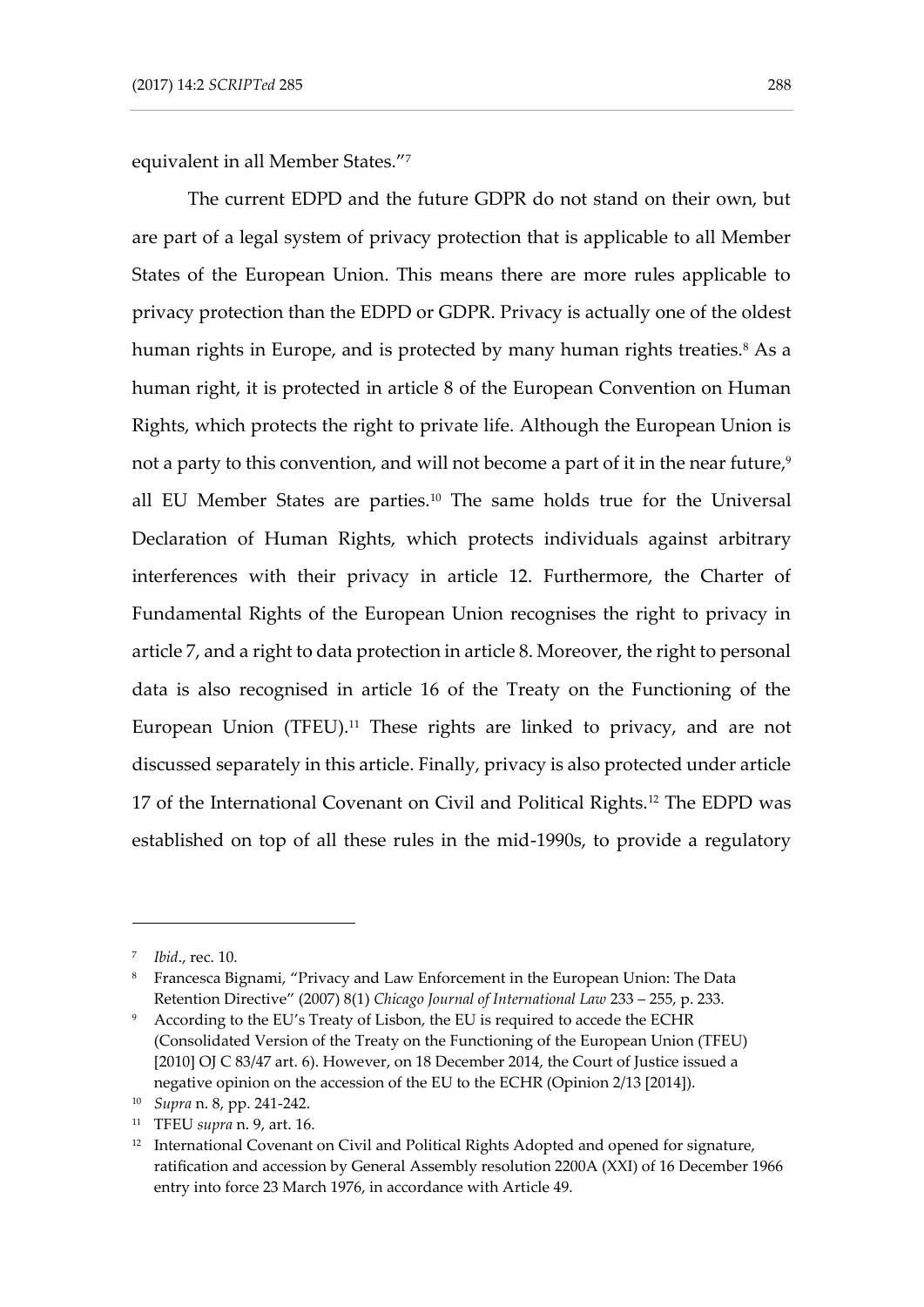equivalent in all Member States."[7]

The current EDPD and the future GDPR do not stand on their own, but are part of a legal system of privacy protection that is applicable to all Member States of the European Union. This means there are more rules applicable to privacy protection than the EDPD or GDPR. Privacy is actually one of the oldest human rights in Europe, and is protected by many human rights treaties.[8] As a human right, it is protected in article 8 of the European Convention on Human Rights, which protects the right to private life. Although the European Union is not a party to this convention, and will not become a part of it in the near future,[9] all EU Member States are parties.[10] The same holds true for the Universal Declaration of Human Rights, which protects individuals against arbitrary interferences with their privacy in article 12. Furthermore, the Charter of Fundamental Rights of the European Union recognises the right to privacy in article 7, and a right to data protection in article 8. Moreover, the right to personal data is also recognised in article 16 of the Treaty on the Functioning of the European Union (TFEU).[11] These rights are linked to privacy, and are not discussed separately in this article. Finally, privacy is also protected under article 17 of the International Covenant on Civil and Political Rights.[12] The EDPD was established on top of all these rules in the mid-1990s, to provide a regulatory

---

[7] *Ibid*., rec. 10.

[8] Francesca Bignami, "Privacy and Law Enforcement in the European Union: The Data Retention Directive" (2007) 8(1) *Chicago Journal of International Law* 233 – 255, p. 233.

[9] According to the EU's Treaty of Lisbon, the EU is required to accede the ECHR (Consolidated Version of the Treaty on the Functioning of the European Union (TFEU) [2010] OJ C 83/47 art. 6). However, on 18 December 2014, the Court of Justice issued a negative opinion on the accession of the EU to the ECHR (Opinion 2/13 [2014]).

[10] *Supra* n. 8, pp. 241-242.

[11] TFEU *supra* n. 9, art. 16.

[12] International Covenant on Civil and Political Rights Adopted and opened for signature, ratification and accession by General Assembly resolution 2200A (XXI) of 16 December 1966 entry into force 23 March 1976, in accordance with Article 49.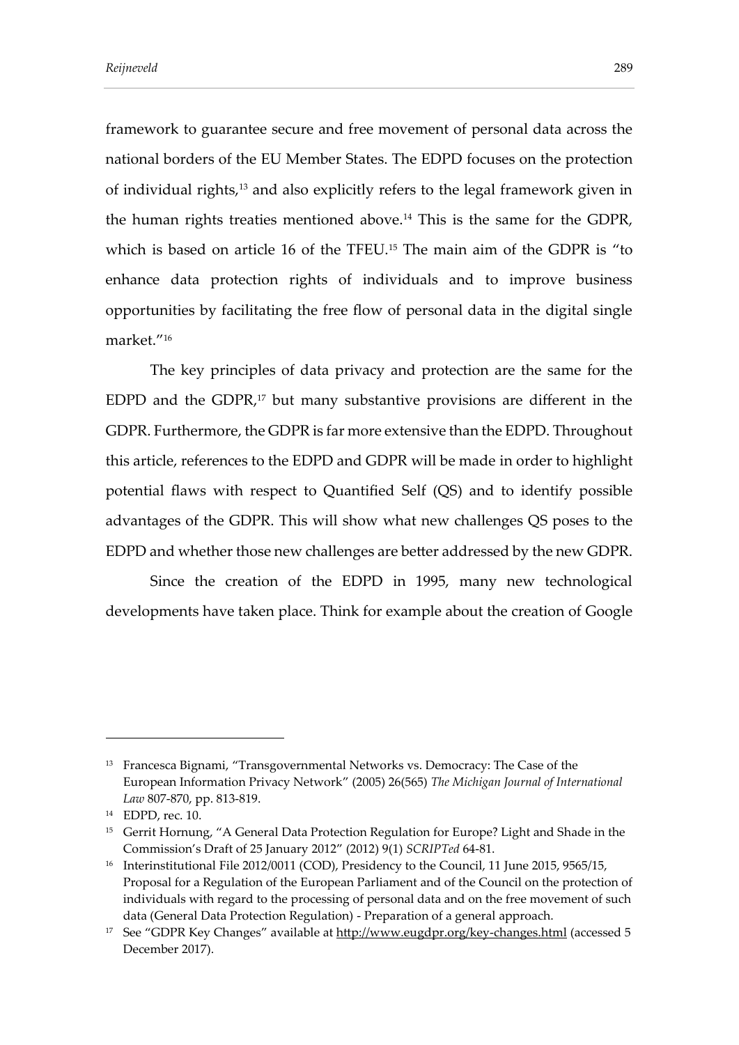framework to guarantee secure and free movement of personal data across the national borders of the EU Member States. The EDPD focuses on the protection of individual rights,[13] and also explicitly refers to the legal framework given in the human rights treaties mentioned above.[14] This is the same for the GDPR, which is based on article 16 of the TFEU.[15] The main aim of the GDPR is "to enhance data protection rights of individuals and to improve business opportunities by facilitating the free flow of personal data in the digital single market."[16]

The key principles of data privacy and protection are the same for the EDPD and the GDPR,[17] but many substantive provisions are different in the GDPR. Furthermore, the GDPR is far more extensive than the EDPD. Throughout this article, references to the EDPD and GDPR will be made in order to highlight potential flaws with respect to Quantified Self (QS) and to identify possible advantages of the GDPR. This will show what new challenges QS poses to the EDPD and whether those new challenges are better addressed by the new GDPR.

Since the creation of the EDPD in 1995, many new technological developments have taken place. Think for example about the creation of Google

---

[13] Francesca Bignami, "Transgovernmental Networks vs. Democracy: The Case of the European Information Privacy Network" (2005) 26(565) *The Michigan Journal of International Law* 807-870, pp. 813-819.

[14] EDPD, rec. 10.

[15] Gerrit Hornung, "A General Data Protection Regulation for Europe? Light and Shade in the Commission's Draft of 25 January 2012" (2012) 9(1) *SCRIPTed* 64-81.

[16] Interinstitutional File 2012/0011 (COD), Presidency to the Council, 11 June 2015, 9565/15, Proposal for a Regulation of the European Parliament and of the Council on the protection of individuals with regard to the processing of personal data and on the free movement of such data (General Data Protection Regulation) - Preparation of a general approach.

[17] See "GDPR Key Changes" available at http://www.eugdpr.org/key-changes.html (accessed 5 December 2017).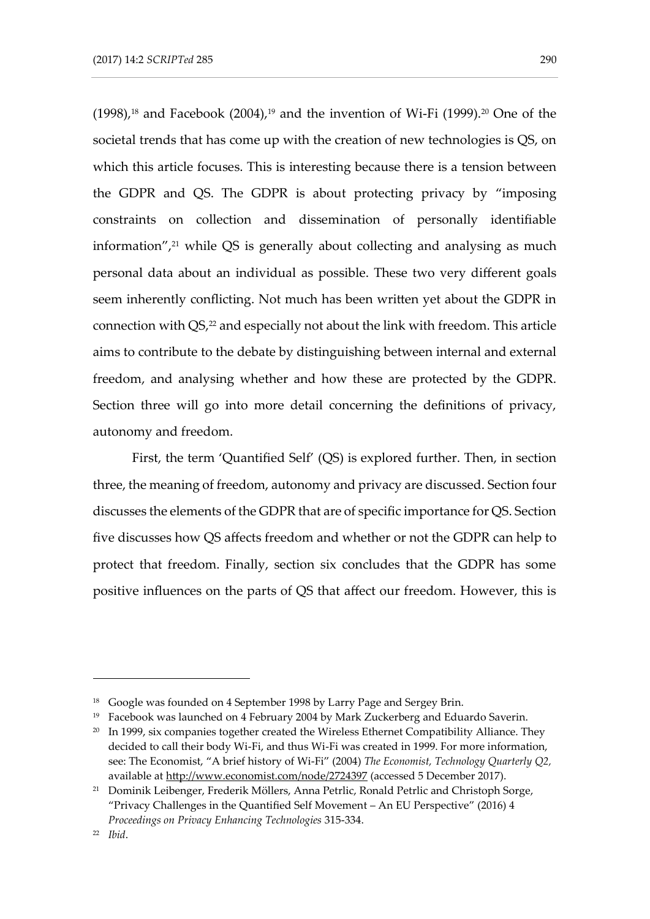(1998),[18] and Facebook (2004),[19] and the invention of Wi-Fi (1999).[20] One of the societal trends that has come up with the creation of new technologies is QS, on which this article focuses. This is interesting because there is a tension between the GDPR and QS. The GDPR is about protecting privacy by "imposing constraints on collection and dissemination of personally identifiable information",[21] while QS is generally about collecting and analysing as much personal data about an individual as possible. These two very different goals seem inherently conflicting. Not much has been written yet about the GDPR in connection with QS,[22] and especially not about the link with freedom. This article aims to contribute to the debate by distinguishing between internal and external freedom, and analysing whether and how these are protected by the GDPR. Section three will go into more detail concerning the definitions of privacy, autonomy and freedom.

First, the term 'Quantified Self' (QS) is explored further. Then, in section three, the meaning of freedom, autonomy and privacy are discussed. Section four discusses the elements of the GDPR that are of specific importance for QS. Section five discusses how QS affects freedom and whether or not the GDPR can help to protect that freedom. Finally, section six concludes that the GDPR has some positive influences on the parts of QS that affect our freedom. However, this is

---

[18] Google was founded on 4 September 1998 by Larry Page and Sergey Brin.

[19] Facebook was launched on 4 February 2004 by Mark Zuckerberg and Eduardo Saverin.

[20] In 1999, six companies together created the Wireless Ethernet Compatibility Alliance. They decided to call their body Wi-Fi, and thus Wi-Fi was created in 1999. For more information, see: The Economist, "A brief history of Wi-Fi" (2004) *The Economist, Technology Quarterly Q2,* available at http://www.economist.com/node/2724397 (accessed 5 December 2017).

[21] Dominik Leibenger, Frederik Möllers, Anna Petrlic, Ronald Petrlic and Christoph Sorge, "Privacy Challenges in the Quantified Self Movement – An EU Perspective" (2016) 4 *Proceedings on Privacy Enhancing Technologies* 315-334.

[22] *Ibid*.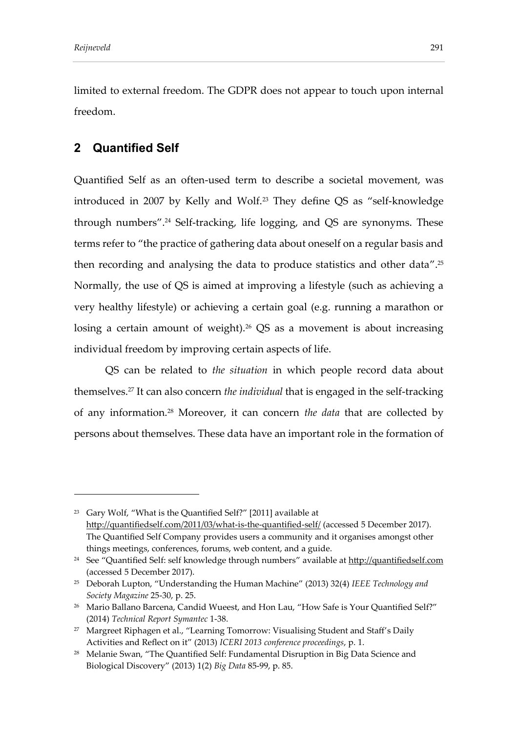limited to external freedom. The GDPR does not appear to touch upon internal freedom.

## 2 Quantified Self

Quantified Self as an often-used term to describe a societal movement, was introduced in 2007 by Kelly and Wolf.[23] They define QS as "self-knowledge through numbers".[24] Self-tracking, life logging, and QS are synonyms. These terms refer to "the practice of gathering data about oneself on a regular basis and then recording and analysing the data to produce statistics and other data".[25] Normally, the use of QS is aimed at improving a lifestyle (such as achieving a very healthy lifestyle) or achieving a certain goal (e.g. running a marathon or losing a certain amount of weight).[26] QS as a movement is about increasing individual freedom by improving certain aspects of life.

QS can be related to *the situation* in which people record data about themselves.[27] It can also concern *the individual* that is engaged in the self-tracking of any information.[28] Moreover, it can concern *the data* that are collected by persons about themselves. These data have an important role in the formation of

---

[23] Gary Wolf, "What is the Quantified Self?" [2011] available at http://quantifiedself.com/2011/03/what-is-the-quantified-self/ (accessed 5 December 2017). The Quantified Self Company provides users a community and it organises amongst other things meetings, conferences, forums, web content, and a guide.

[24] See "Quantified Self: self knowledge through numbers" available at http://quantifiedself.com (accessed 5 December 2017).

[25] Deborah Lupton, "Understanding the Human Machine" (2013) 32(4) *IEEE Technology and Society Magazine* 25-30, p. 25.

[26] Mario Ballano Barcena, Candid Wueest, and Hon Lau, "How Safe is Your Quantified Self?" (2014) *Technical Report Symantec* 1-38.

[27] Margreet Riphagen et al., "Learning Tomorrow: Visualising Student and Staff's Daily Activities and Reflect on it" (2013) *ICERI 2013 conference proceedings*, p. 1.

[28] Melanie Swan, "The Quantified Self: Fundamental Disruption in Big Data Science and Biological Discovery" (2013) 1(2) *Big Data* 85-99, p. 85.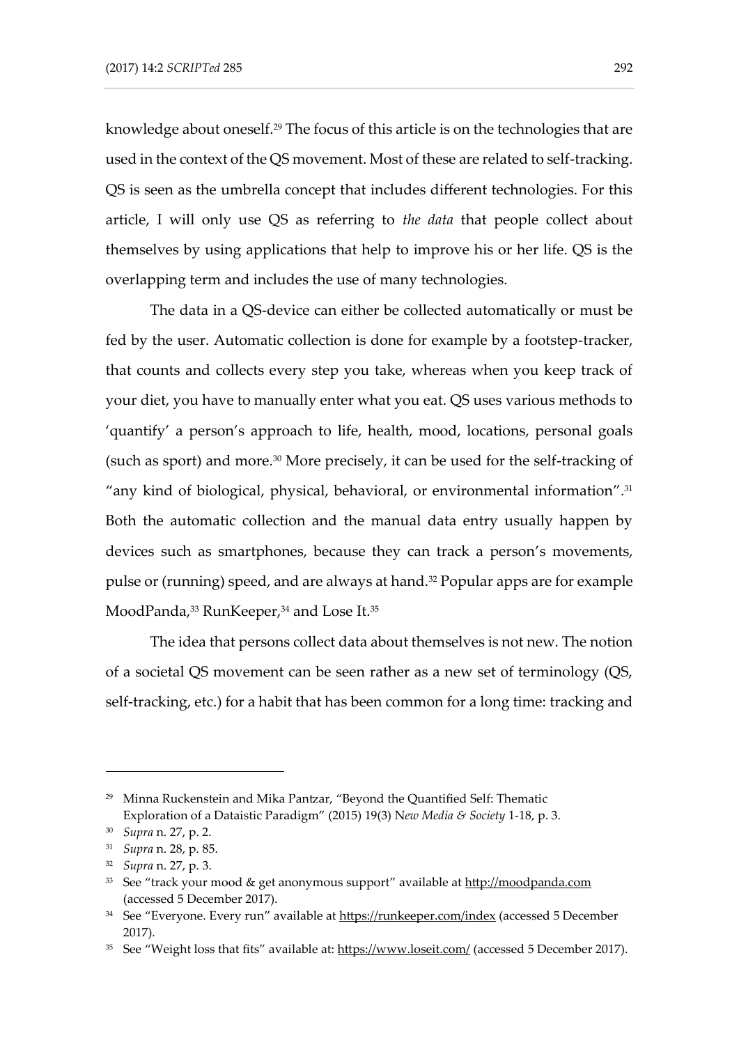knowledge about oneself.[29] The focus of this article is on the technologies that are used in the context of the QS movement. Most of these are related to self-tracking. QS is seen as the umbrella concept that includes different technologies. For this article, I will only use QS as referring to *the data* that people collect about themselves by using applications that help to improve his or her life. QS is the overlapping term and includes the use of many technologies.

The data in a QS-device can either be collected automatically or must be fed by the user. Automatic collection is done for example by a footstep-tracker, that counts and collects every step you take, whereas when you keep track of your diet, you have to manually enter what you eat. QS uses various methods to 'quantify' a person's approach to life, health, mood, locations, personal goals (such as sport) and more.[30] More precisely, it can be used for the self-tracking of "any kind of biological, physical, behavioral, or environmental information".[31] Both the automatic collection and the manual data entry usually happen by devices such as smartphones, because they can track a person's movements, pulse or (running) speed, and are always at hand.[32] Popular apps are for example MoodPanda,[33] RunKeeper,[34] and Lose It.[35]

The idea that persons collect data about themselves is not new. The notion of a societal QS movement can be seen rather as a new set of terminology (QS, self-tracking, etc.) for a habit that has been common for a long time: tracking and

---

[29] Minna Ruckenstein and Mika Pantzar, "Beyond the Quantified Self: Thematic Exploration of a Dataistic Paradigm" (2015) 19(3) *New Media & Society* 1-18, p. 3.

[30] *Supra* n. 27, p. 2.

[31] *Supra* n. 28, p. 85.

[32] *Supra* n. 27, p. 3.

[33] See "track your mood & get anonymous support" available at http://moodpanda.com (accessed 5 December 2017).

[34] See "Everyone. Every run" available at https://runkeeper.com/index (accessed 5 December 2017).

[35] See "Weight loss that fits" available at: https://www.loseit.com/ (accessed 5 December 2017).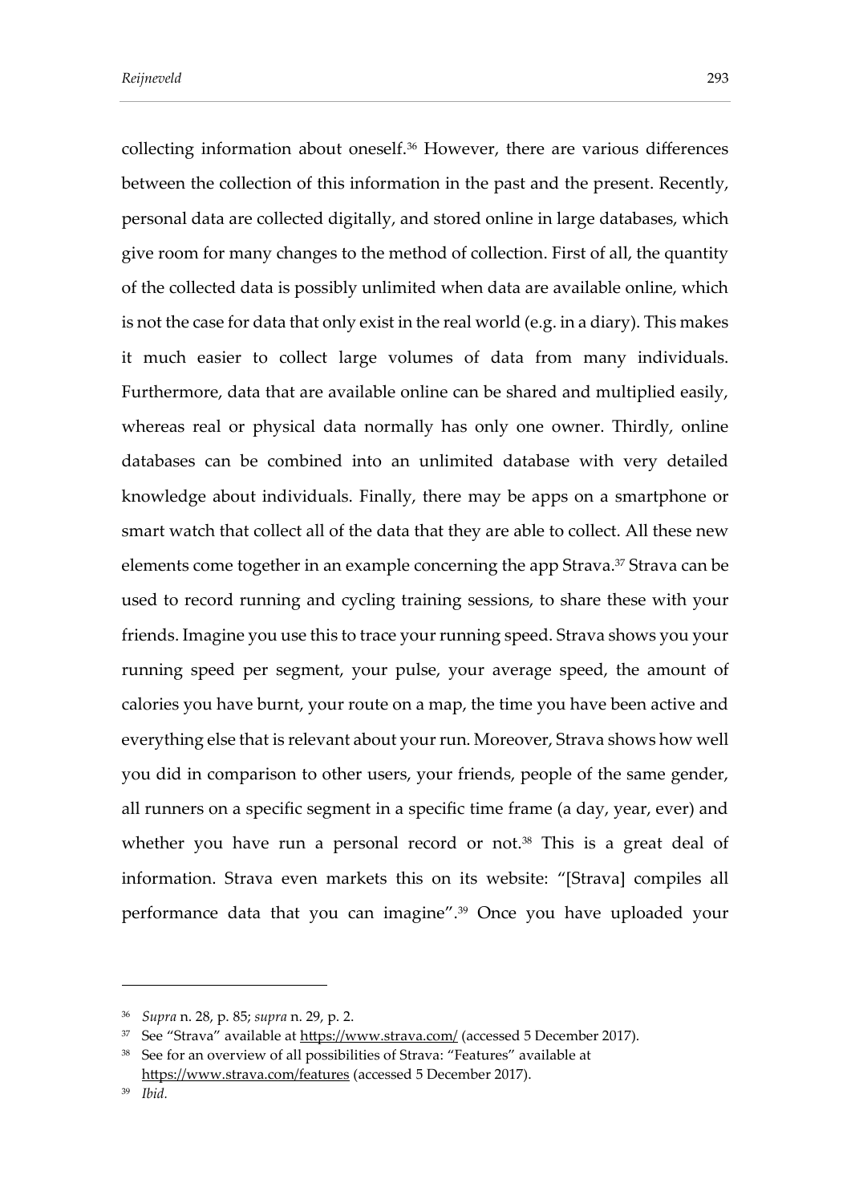collecting information about oneself.[36] However, there are various differences between the collection of this information in the past and the present. Recently, personal data are collected digitally, and stored online in large databases, which give room for many changes to the method of collection. First of all, the quantity of the collected data is possibly unlimited when data are available online, which is not the case for data that only exist in the real world (e.g. in a diary). This makes it much easier to collect large volumes of data from many individuals. Furthermore, data that are available online can be shared and multiplied easily, whereas real or physical data normally has only one owner. Thirdly, online databases can be combined into an unlimited database with very detailed knowledge about individuals. Finally, there may be apps on a smartphone or smart watch that collect all of the data that they are able to collect. All these new elements come together in an example concerning the app Strava.[37] Strava can be used to record running and cycling training sessions, to share these with your friends. Imagine you use this to trace your running speed. Strava shows you your running speed per segment, your pulse, your average speed, the amount of calories you have burnt, your route on a map, the time you have been active and everything else that is relevant about your run. Moreover, Strava shows how well you did in comparison to other users, your friends, people of the same gender, all runners on a specific segment in a specific time frame (a day, year, ever) and whether you have run a personal record or not.[38] This is a great deal of information. Strava even markets this on its website: "[Strava] compiles all performance data that you can imagine".[39] Once you have uploaded your

---

[36] *Supra* n. 28, p. 85; *supra* n. 29, p. 2.

[37] See "Strava" available at https://www.strava.com/ (accessed 5 December 2017).

[38] See for an overview of all possibilities of Strava: "Features" available at https://www.strava.com/features (accessed 5 December 2017).

[39] *Ibid.*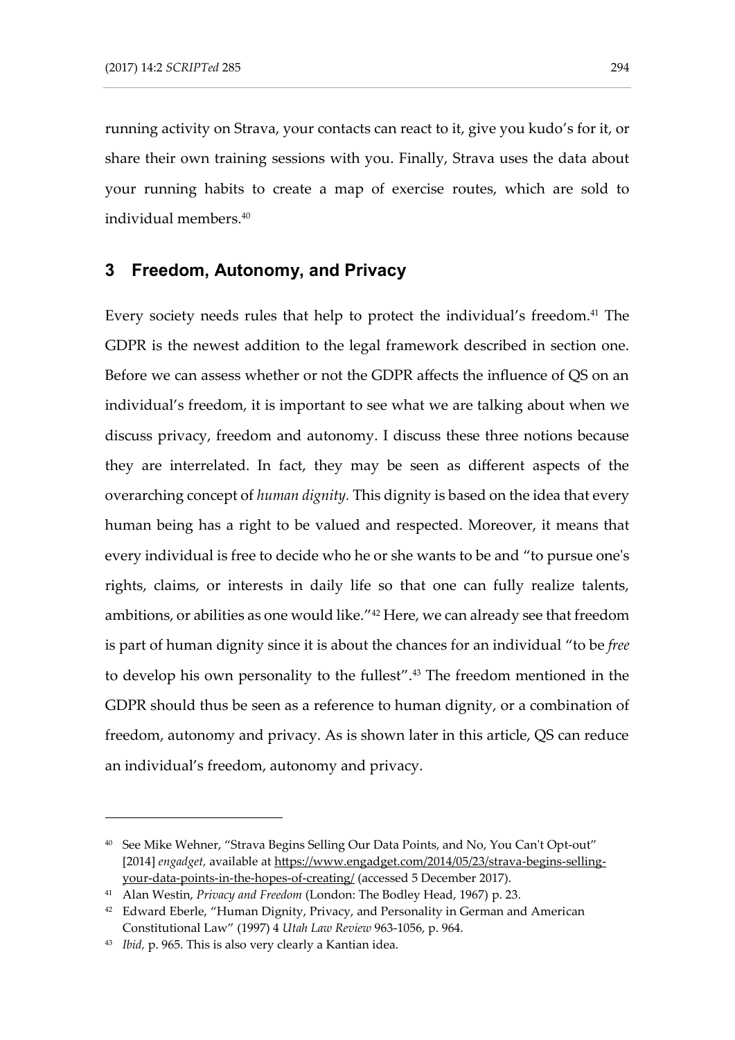running activity on Strava, your contacts can react to it, give you kudo's for it, or share their own training sessions with you. Finally, Strava uses the data about your running habits to create a map of exercise routes, which are sold to individual members.[40]

## 3 Freedom, Autonomy, and Privacy

Every society needs rules that help to protect the individual's freedom.[41] The GDPR is the newest addition to the legal framework described in section one. Before we can assess whether or not the GDPR affects the influence of QS on an individual's freedom, it is important to see what we are talking about when we discuss privacy, freedom and autonomy. I discuss these three notions because they are interrelated. In fact, they may be seen as different aspects of the overarching concept of *human dignity.* This dignity is based on the idea that every human being has a right to be valued and respected. Moreover, it means that every individual is free to decide who he or she wants to be and "to pursue one's rights, claims, or interests in daily life so that one can fully realize talents, ambitions, or abilities as one would like."[42] Here, we can already see that freedom is part of human dignity since it is about the chances for an individual "to be *free* to develop his own personality to the fullest".[43] The freedom mentioned in the GDPR should thus be seen as a reference to human dignity, or a combination of freedom, autonomy and privacy. As is shown later in this article, QS can reduce an individual's freedom, autonomy and privacy.

---

[40] See Mike Wehner, "Strava Begins Selling Our Data Points, and No, You Can't Opt-out" [2014] *engadget*, available at https://www.engadget.com/2014/05/23/strava-begins-selling-your-data-points-in-the-hopes-of-creating/ (accessed 5 December 2017).

[41] Alan Westin, *Privacy and Freedom* (London: The Bodley Head, 1967) p. 23.

[42] Edward Eberle, "Human Dignity, Privacy, and Personality in German and American Constitutional Law" (1997) 4 *Utah Law Review* 963-1056, p. 964.

[43] *Ibid*, p. 965. This is also very clearly a Kantian idea.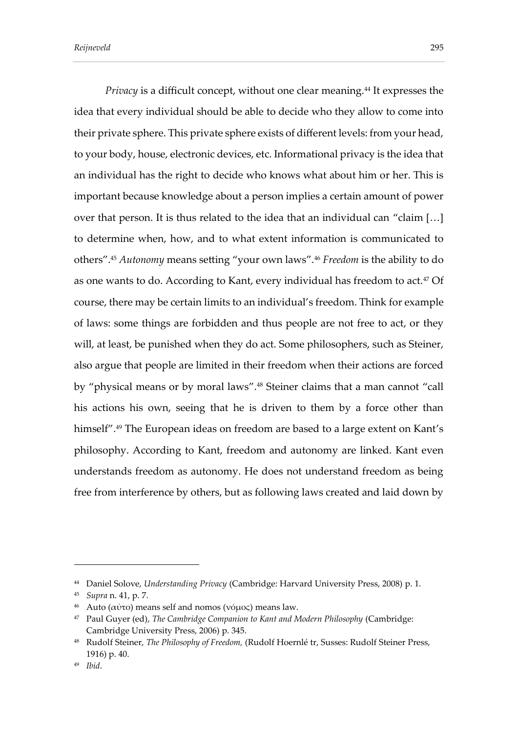*Privacy* is a difficult concept, without one clear meaning.[44] It expresses the idea that every individual should be able to decide who they allow to come into their private sphere. This private sphere exists of different levels: from your head, to your body, house, electronic devices, etc. Informational privacy is the idea that an individual has the right to decide who knows what about him or her. This is important because knowledge about a person implies a certain amount of power over that person. It is thus related to the idea that an individual can "claim […] to determine when, how, and to what extent information is communicated to others".[45] *Autonomy* means setting "your own laws".[46] *Freedom* is the ability to do as one wants to do. According to Kant, every individual has freedom to act.[47] Of course, there may be certain limits to an individual's freedom. Think for example of laws: some things are forbidden and thus people are not free to act, or they will, at least, be punished when they do act. Some philosophers, such as Steiner, also argue that people are limited in their freedom when their actions are forced by "physical means or by moral laws".[48] Steiner claims that a man cannot "call his actions his own, seeing that he is driven to them by a force other than himself".[49] The European ideas on freedom are based to a large extent on Kant's philosophy. According to Kant, freedom and autonomy are linked. Kant even understands freedom as autonomy. He does not understand freedom as being free from interference by others, but as following laws created and laid down by

---

[44] Daniel Solove, *Understanding Privacy* (Cambridge: Harvard University Press, 2008) p. 1.

[45] *Supra* n. 41, p. 7.

[46] Auto (αὐτο) means self and nomos (νόμος) means law.

[47] Paul Guyer (ed), *The Cambridge Companion to Kant and Modern Philosophy* (Cambridge: Cambridge University Press, 2006) p. 345.

[48] Rudolf Steiner, *The Philosophy of Freedom,* (Rudolf Hoernlé tr, Susses: Rudolf Steiner Press, 1916) p. 40.

[49] *Ibid*.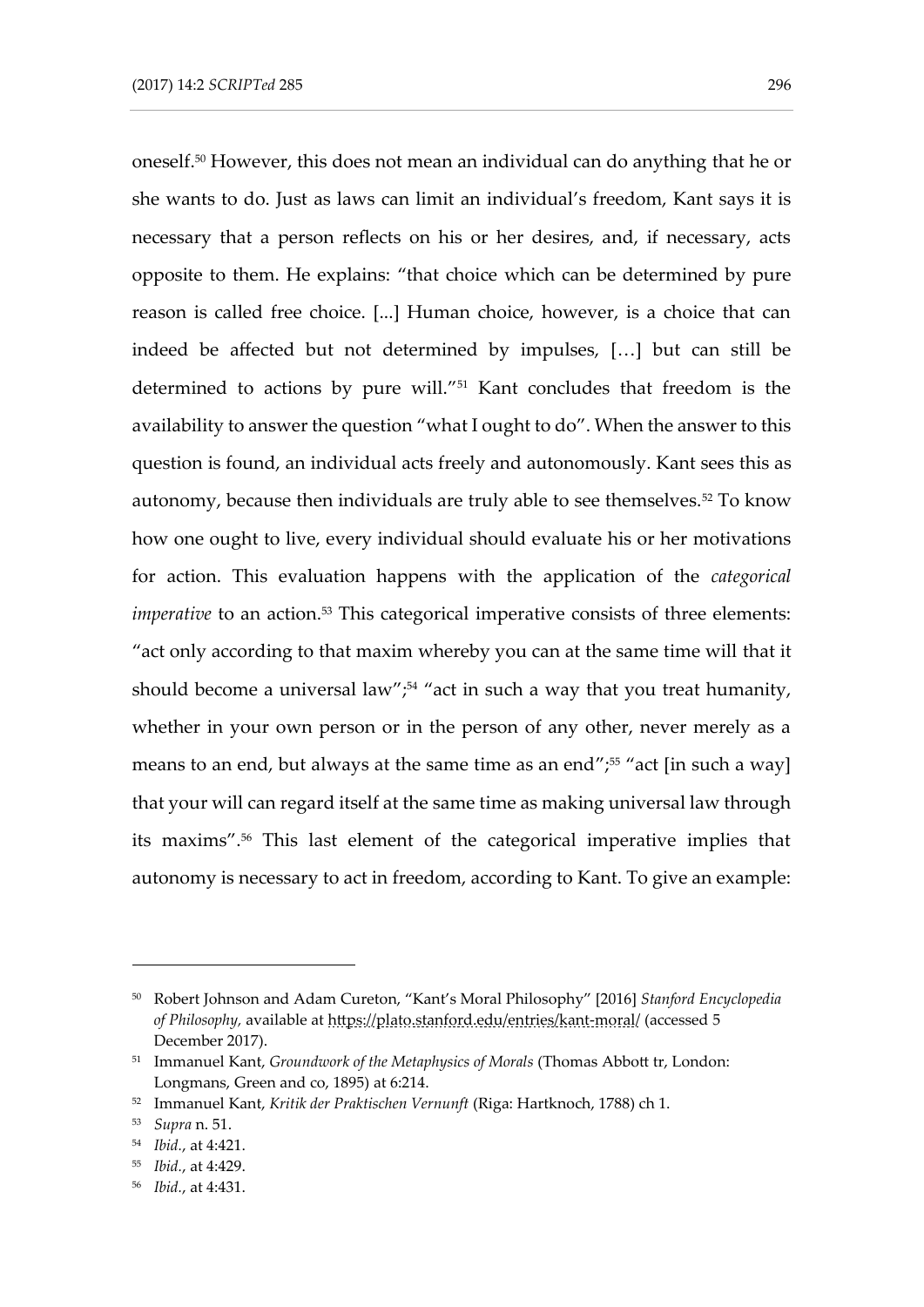oneself.[50] However, this does not mean an individual can do anything that he or she wants to do. Just as laws can limit an individual's freedom, Kant says it is necessary that a person reflects on his or her desires, and, if necessary, acts opposite to them. He explains: "that choice which can be determined by pure reason is called free choice. [...] Human choice, however, is a choice that can indeed be affected but not determined by impulses, […] but can still be determined to actions by pure will."[51] Kant concludes that freedom is the availability to answer the question "what I ought to do". When the answer to this question is found, an individual acts freely and autonomously. Kant sees this as autonomy, because then individuals are truly able to see themselves.[52] To know how one ought to live, every individual should evaluate his or her motivations for action. This evaluation happens with the application of the *categorical imperative* to an action.[53] This categorical imperative consists of three elements: "act only according to that maxim whereby you can at the same time will that it should become a universal law";[54] "act in such a way that you treat humanity, whether in your own person or in the person of any other, never merely as a means to an end, but always at the same time as an end";[55] "act [in such a way] that your will can regard itself at the same time as making universal law through its maxims".[56] This last element of the categorical imperative implies that autonomy is necessary to act in freedom, according to Kant. To give an example:

---

[50] Robert Johnson and Adam Cureton, "Kant's Moral Philosophy" [2016] *Stanford Encyclopedia of Philosophy*, available at https://plato.stanford.edu/entries/kant-moral/ (accessed 5 December 2017).

[51] Immanuel Kant, *Groundwork of the Metaphysics of Morals* (Thomas Abbott tr, London: Longmans, Green and co, 1895) at 6:214.

[52] Immanuel Kant, *Kritik der Praktischen Vernunft* (Riga: Hartknoch, 1788) ch 1.

[53] *Supra* n. 51.

[54] *Ibid.*, at 4:421.

[55] *Ibid.*, at 4:429.

[56] *Ibid.*, at 4:431.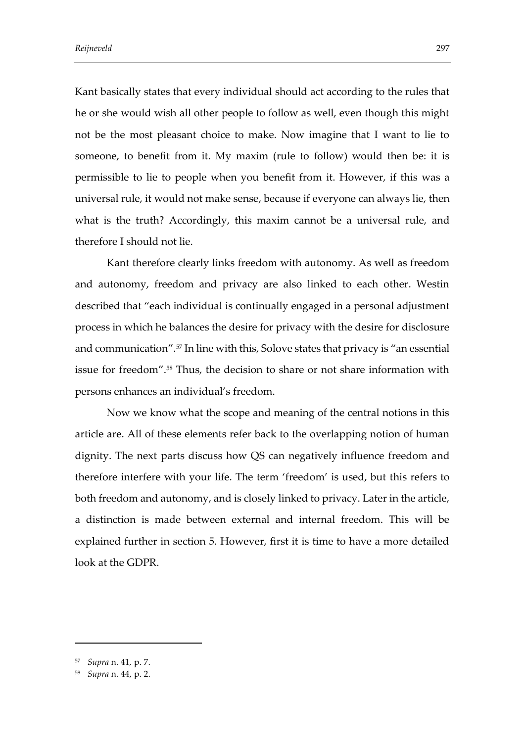Kant basically states that every individual should act according to the rules that he or she would wish all other people to follow as well, even though this might not be the most pleasant choice to make. Now imagine that I want to lie to someone, to benefit from it. My maxim (rule to follow) would then be: it is permissible to lie to people when you benefit from it. However, if this was a universal rule, it would not make sense, because if everyone can always lie, then what is the truth? Accordingly, this maxim cannot be a universal rule, and therefore I should not lie.

Kant therefore clearly links freedom with autonomy. As well as freedom and autonomy, freedom and privacy are also linked to each other. Westin described that "each individual is continually engaged in a personal adjustment process in which he balances the desire for privacy with the desire for disclosure and communication".[57] In line with this, Solove states that privacy is "an essential issue for freedom".[58] Thus, the decision to share or not share information with persons enhances an individual's freedom.

Now we know what the scope and meaning of the central notions in this article are. All of these elements refer back to the overlapping notion of human dignity. The next parts discuss how QS can negatively influence freedom and therefore interfere with your life. The term 'freedom' is used, but this refers to both freedom and autonomy, and is closely linked to privacy. Later in the article, a distinction is made between external and internal freedom. This will be explained further in section 5. However, first it is time to have a more detailed look at the GDPR.

---

[57] *Supra* n. 41, p. 7.

[58] *Supra* n. 44, p. 2.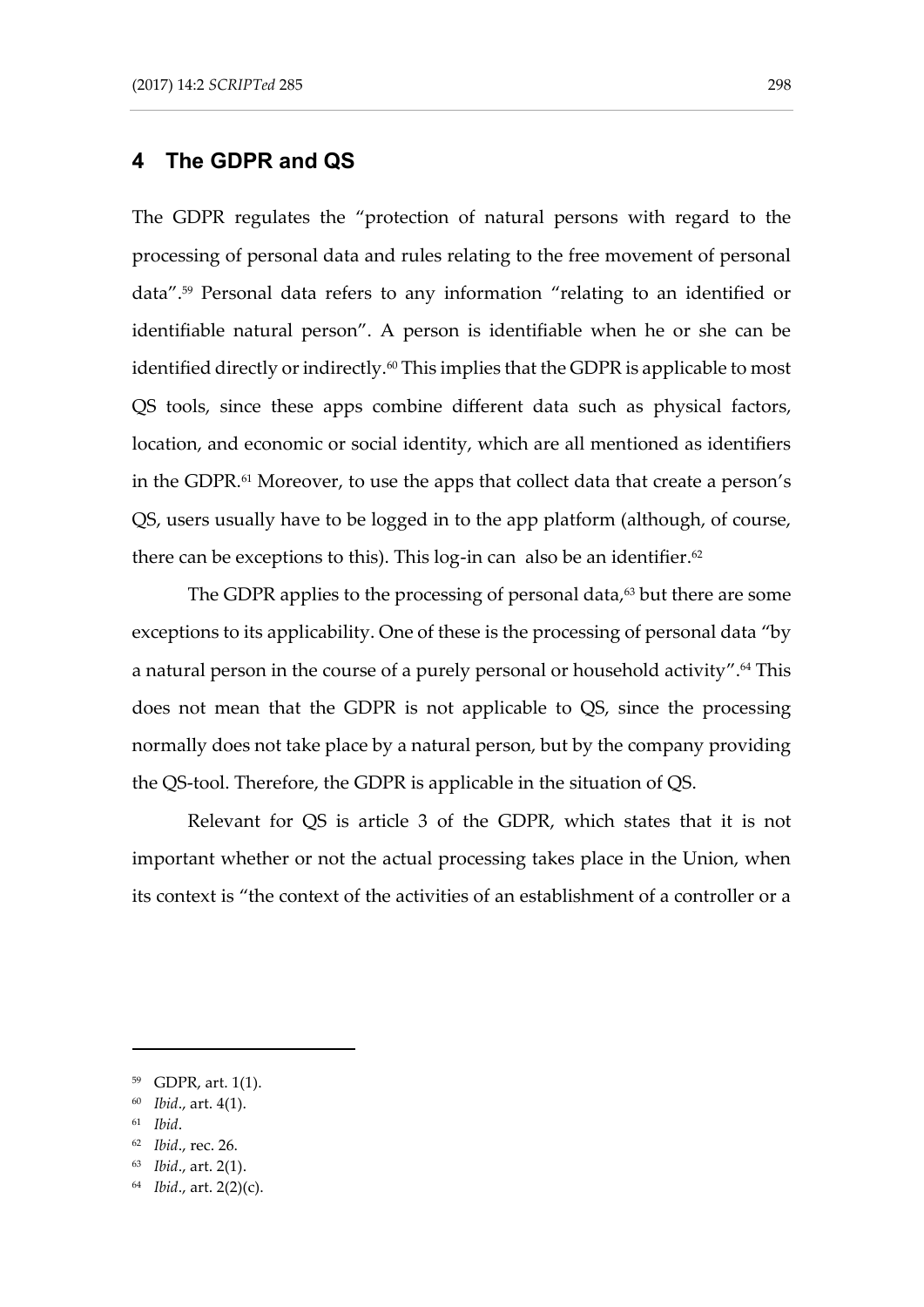## 4 The GDPR and QS

The GDPR regulates the "protection of natural persons with regard to the processing of personal data and rules relating to the free movement of personal data".[59] Personal data refers to any information "relating to an identified or identifiable natural person". A person is identifiable when he or she can be identified directly or indirectly.[60] This implies that the GDPR is applicable to most QS tools, since these apps combine different data such as physical factors, location, and economic or social identity, which are all mentioned as identifiers in the GDPR.[61] Moreover, to use the apps that collect data that create a person's QS, users usually have to be logged in to the app platform (although, of course, there can be exceptions to this). This log-in can also be an identifier.[62]

The GDPR applies to the processing of personal data,[63] but there are some exceptions to its applicability. One of these is the processing of personal data "by a natural person in the course of a purely personal or household activity".[64] This does not mean that the GDPR is not applicable to QS, since the processing normally does not take place by a natural person, but by the company providing the QS-tool. Therefore, the GDPR is applicable in the situation of QS.

Relevant for QS is article 3 of the GDPR, which states that it is not important whether or not the actual processing takes place in the Union, when its context is "the context of the activities of an establishment of a controller or a

---

[59] GDPR, art. 1(1).

[60] *Ibid*., art. 4(1).

[61] *Ibid*.

[62] *Ibid*., rec. 26.

[63] *Ibid*., art. 2(1).

[64] *Ibid*., art. 2(2)(c).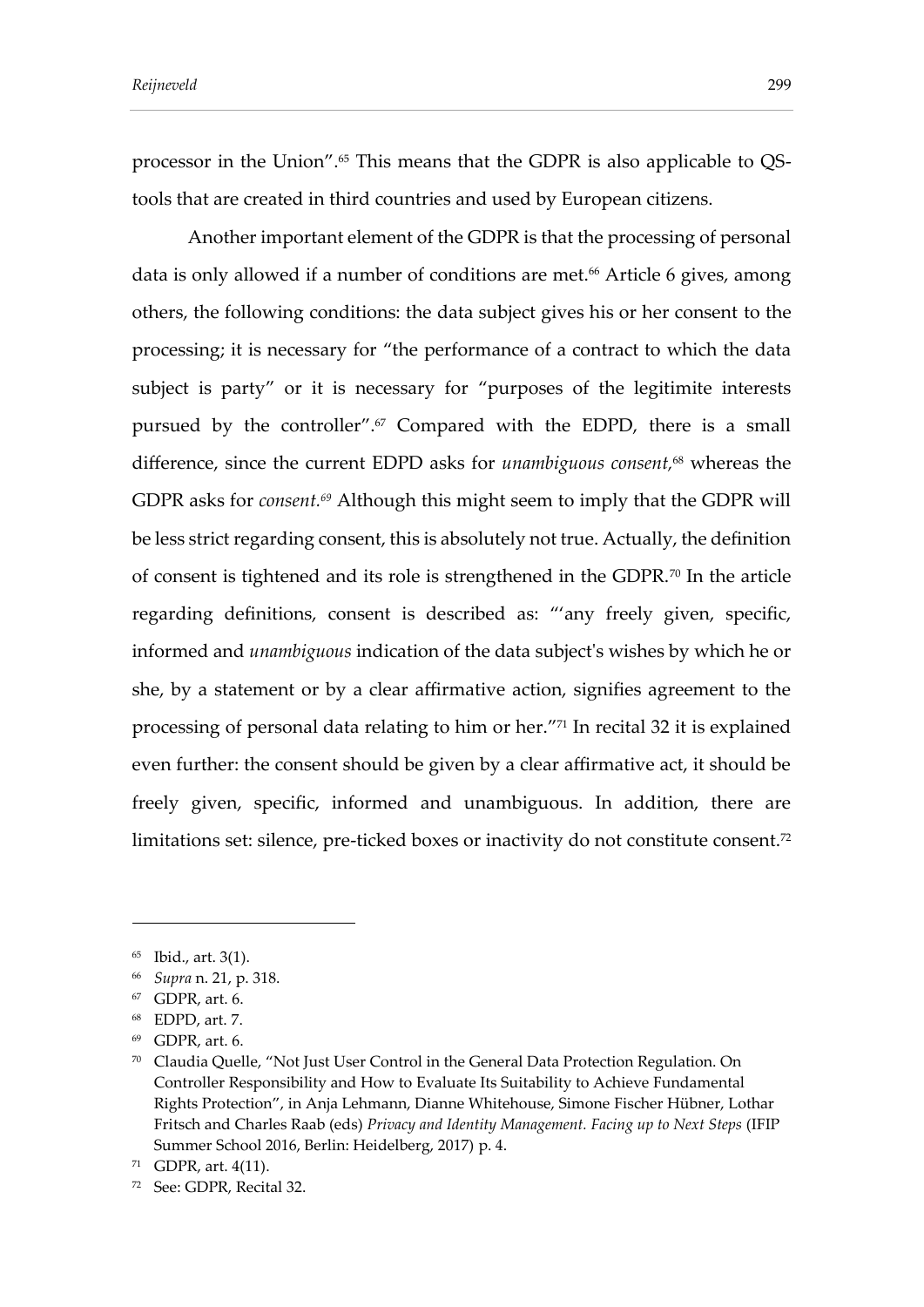processor in the Union”.[65] This means that the GDPR is also applicable to QS-tools that are created in third countries and used by European citizens.

Another important element of the GDPR is that the processing of personal data is only allowed if a number of conditions are met.[66] Article 6 gives, among others, the following conditions: the data subject gives his or her consent to the processing; it is necessary for “the performance of a contract to which the data subject is party” or it is necessary for “purposes of the legitimite interests pursued by the controller”.[67] Compared with the EDPD, there is a small difference, since the current EDPD asks for *unambiguous consent,*[68] whereas the GDPR asks for *consent.*[69] Although this might seem to imply that the GDPR will be less strict regarding consent, this is absolutely not true. Actually, the definition of consent is tightened and its role is strengthened in the GDPR.[70] In the article regarding definitions, consent is described as: “‘any freely given, specific, informed and *unambiguous* indication of the data subject's wishes by which he or she, by a statement or by a clear affirmative action, signifies agreement to the processing of personal data relating to him or her.”[71] In recital 32 it is explained even further: the consent should be given by a clear affirmative act, it should be freely given, specific, informed and unambiguous. In addition, there are limitations set: silence, pre-ticked boxes or inactivity do not constitute consent.[72]

---

[65] Ibid., art. 3(1).

[66] *Supra* n. 21, p. 318.

[67] GDPR, art. 6.

[68] EDPD, art. 7.

[69] GDPR, art. 6.

[70] Claudia Quelle, “Not Just User Control in the General Data Protection Regulation. On Controller Responsibility and How to Evaluate Its Suitability to Achieve Fundamental Rights Protection”, in Anja Lehmann, Dianne Whitehouse, Simone Fischer Hübner, Lothar Fritsch and Charles Raab (eds) *Privacy and Identity Management. Facing up to Next Steps* (IFIP Summer School 2016, Berlin: Heidelberg, 2017) p. 4.

[71] GDPR, art. 4(11).

[72] See: GDPR, Recital 32.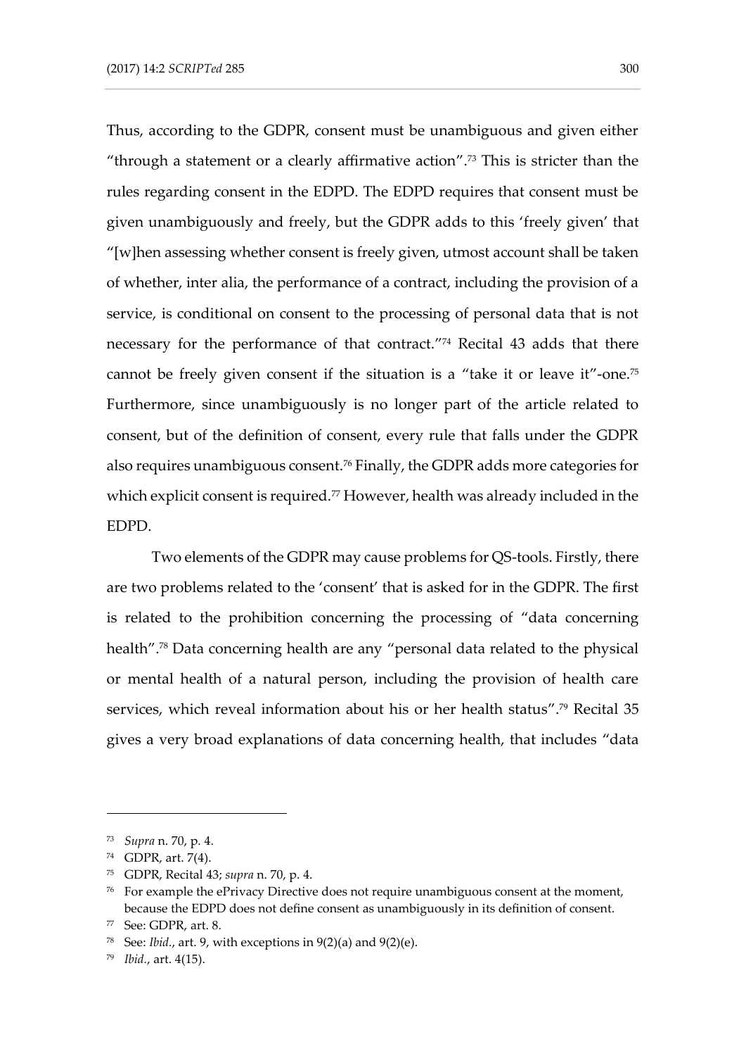Thus, according to the GDPR, consent must be unambiguous and given either "through a statement or a clearly affirmative action".[73] This is stricter than the rules regarding consent in the EDPD. The EDPD requires that consent must be given unambiguously and freely, but the GDPR adds to this 'freely given' that "[w]hen assessing whether consent is freely given, utmost account shall be taken of whether, inter alia, the performance of a contract, including the provision of a service, is conditional on consent to the processing of personal data that is not necessary for the performance of that contract."[74] Recital 43 adds that there cannot be freely given consent if the situation is a "take it or leave it"-one.[75] Furthermore, since unambiguously is no longer part of the article related to consent, but of the definition of consent, every rule that falls under the GDPR also requires unambiguous consent.[76] Finally, the GDPR adds more categories for which explicit consent is required.[77] However, health was already included in the EDPD.

Two elements of the GDPR may cause problems for QS-tools. Firstly, there are two problems related to the 'consent' that is asked for in the GDPR. The first is related to the prohibition concerning the processing of "data concerning health".[78] Data concerning health are any "personal data related to the physical or mental health of a natural person, including the provision of health care services, which reveal information about his or her health status".[79] Recital 35 gives a very broad explanations of data concerning health, that includes "data

---

[73] *Supra* n. 70, p. 4.

[74] GDPR, art. 7(4).

[75] GDPR, Recital 43; *supra* n. 70, p. 4.

[76] For example the ePrivacy Directive does not require unambiguous consent at the moment, because the EDPD does not define consent as unambiguously in its definition of consent.

[77] See: GDPR, art. 8.

[78] See: *Ibid.*, art. 9, with exceptions in 9(2)(a) and 9(2)(e).

[79] *Ibid.*, art. 4(15).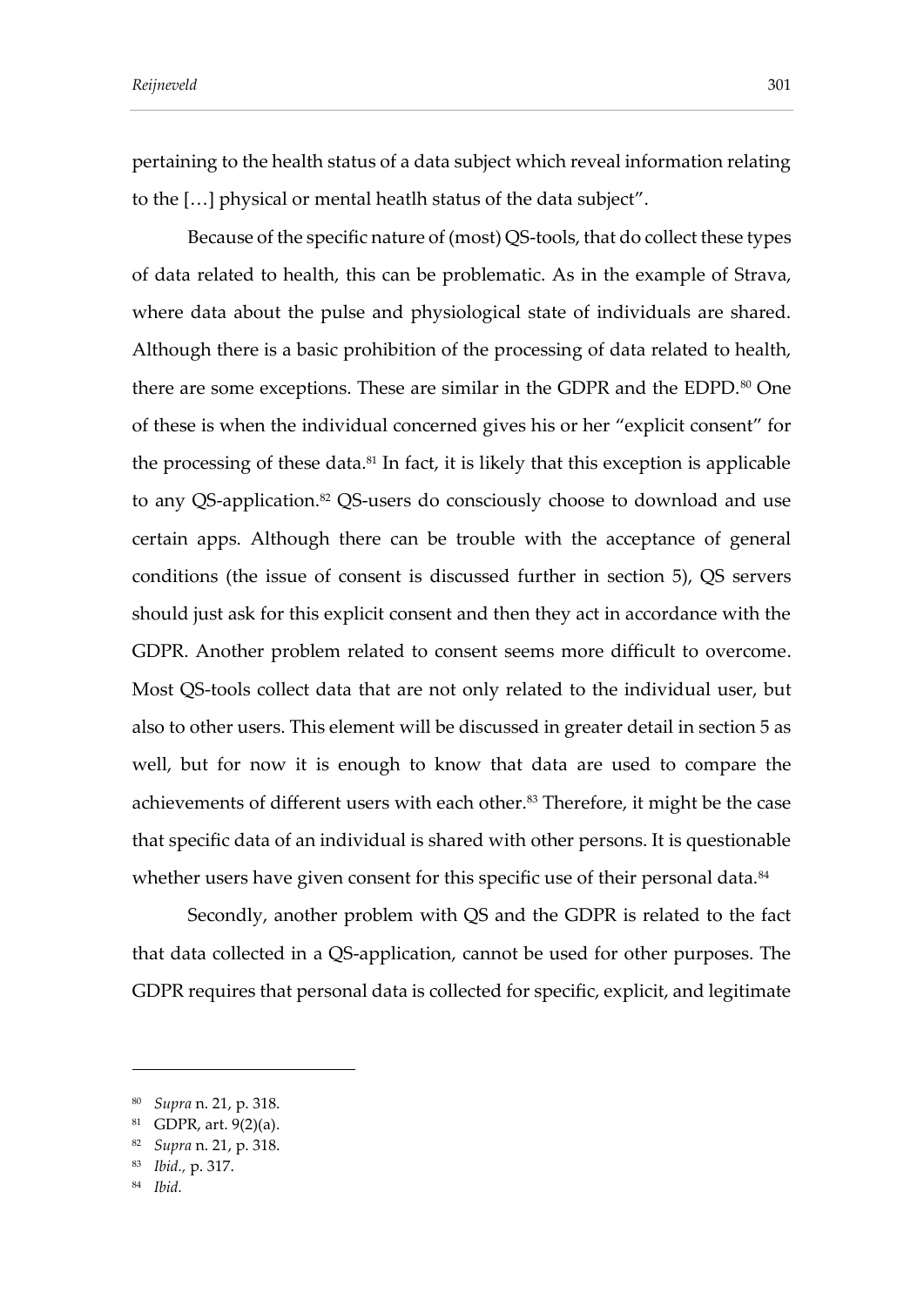pertaining to the health status of a data subject which reveal information relating to the […] physical or mental heatlh status of the data subject".

Because of the specific nature of (most) QS-tools, that do collect these types of data related to health, this can be problematic. As in the example of Strava, where data about the pulse and physiological state of individuals are shared. Although there is a basic prohibition of the processing of data related to health, there are some exceptions. These are similar in the GDPR and the EDPD.[80] One of these is when the individual concerned gives his or her "explicit consent" for the processing of these data.[81] In fact, it is likely that this exception is applicable to any QS-application.[82] QS-users do consciously choose to download and use certain apps. Although there can be trouble with the acceptance of general conditions (the issue of consent is discussed further in section 5), QS servers should just ask for this explicit consent and then they act in accordance with the GDPR. Another problem related to consent seems more difficult to overcome. Most QS-tools collect data that are not only related to the individual user, but also to other users. This element will be discussed in greater detail in section 5 as well, but for now it is enough to know that data are used to compare the achievements of different users with each other.[83] Therefore, it might be the case that specific data of an individual is shared with other persons. It is questionable whether users have given consent for this specific use of their personal data.[84]

Secondly, another problem with QS and the GDPR is related to the fact that data collected in a QS-application, cannot be used for other purposes. The GDPR requires that personal data is collected for specific, explicit, and legitimate

---

[80] *Supra* n. 21, p. 318.

[81] GDPR, art. 9(2)(a).

[82] *Supra* n. 21, p. 318.

[83] *Ibid.*, p. 317.

[84] *Ibid.*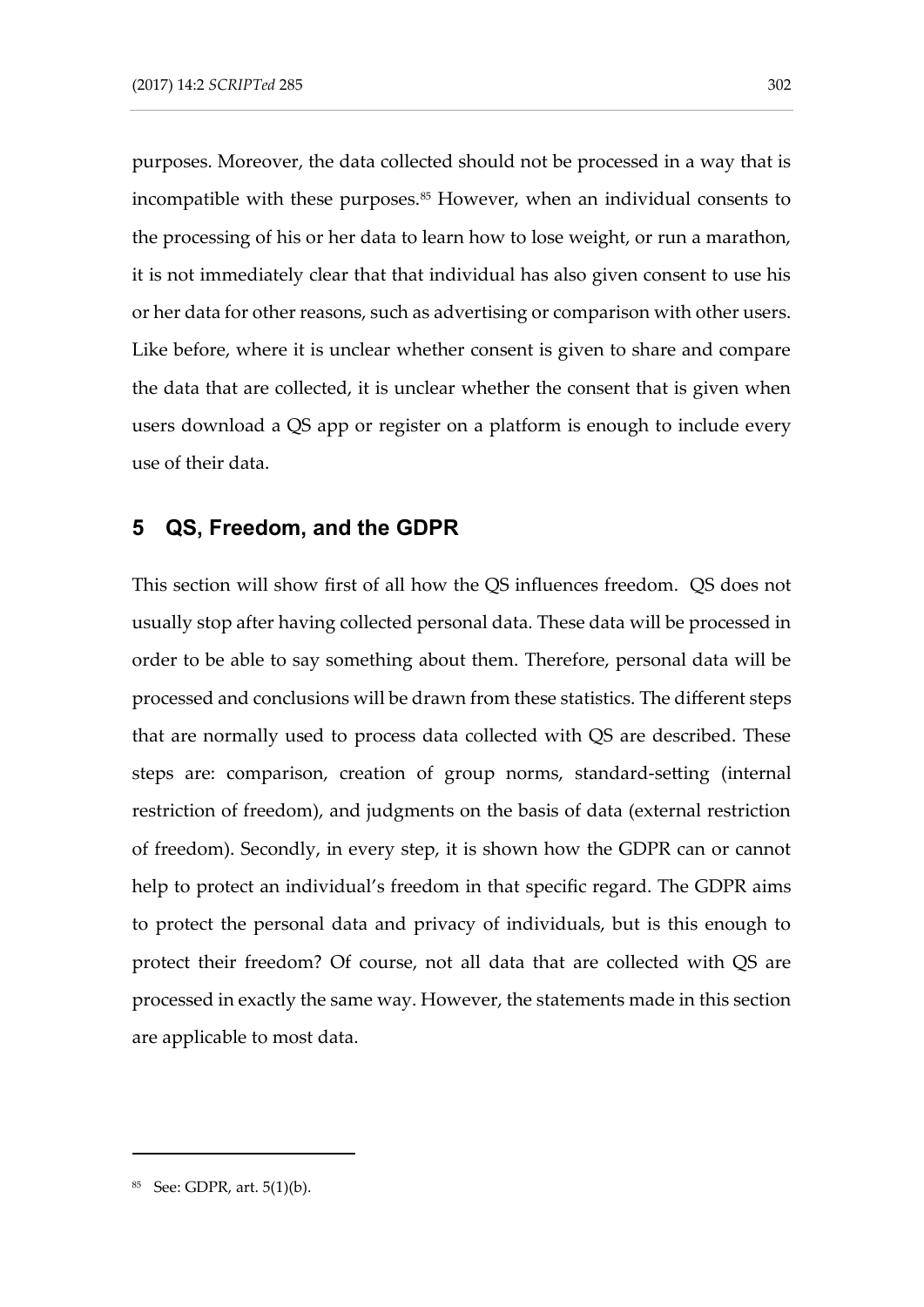purposes. Moreover, the data collected should not be processed in a way that is incompatible with these purposes.[85] However, when an individual consents to the processing of his or her data to learn how to lose weight, or run a marathon, it is not immediately clear that that individual has also given consent to use his or her data for other reasons, such as advertising or comparison with other users. Like before, where it is unclear whether consent is given to share and compare the data that are collected, it is unclear whether the consent that is given when users download a QS app or register on a platform is enough to include every use of their data.

## 5 QS, Freedom, and the GDPR

This section will show first of all how the QS influences freedom. QS does not usually stop after having collected personal data. These data will be processed in order to be able to say something about them. Therefore, personal data will be processed and conclusions will be drawn from these statistics. The different steps that are normally used to process data collected with QS are described. These steps are: comparison, creation of group norms, standard-setting (internal restriction of freedom), and judgments on the basis of data (external restriction of freedom). Secondly, in every step, it is shown how the GDPR can or cannot help to protect an individual's freedom in that specific regard. The GDPR aims to protect the personal data and privacy of individuals, but is this enough to protect their freedom? Of course, not all data that are collected with QS are processed in exactly the same way. However, the statements made in this section are applicable to most data.

[85] See: GDPR, art. 5(1)(b).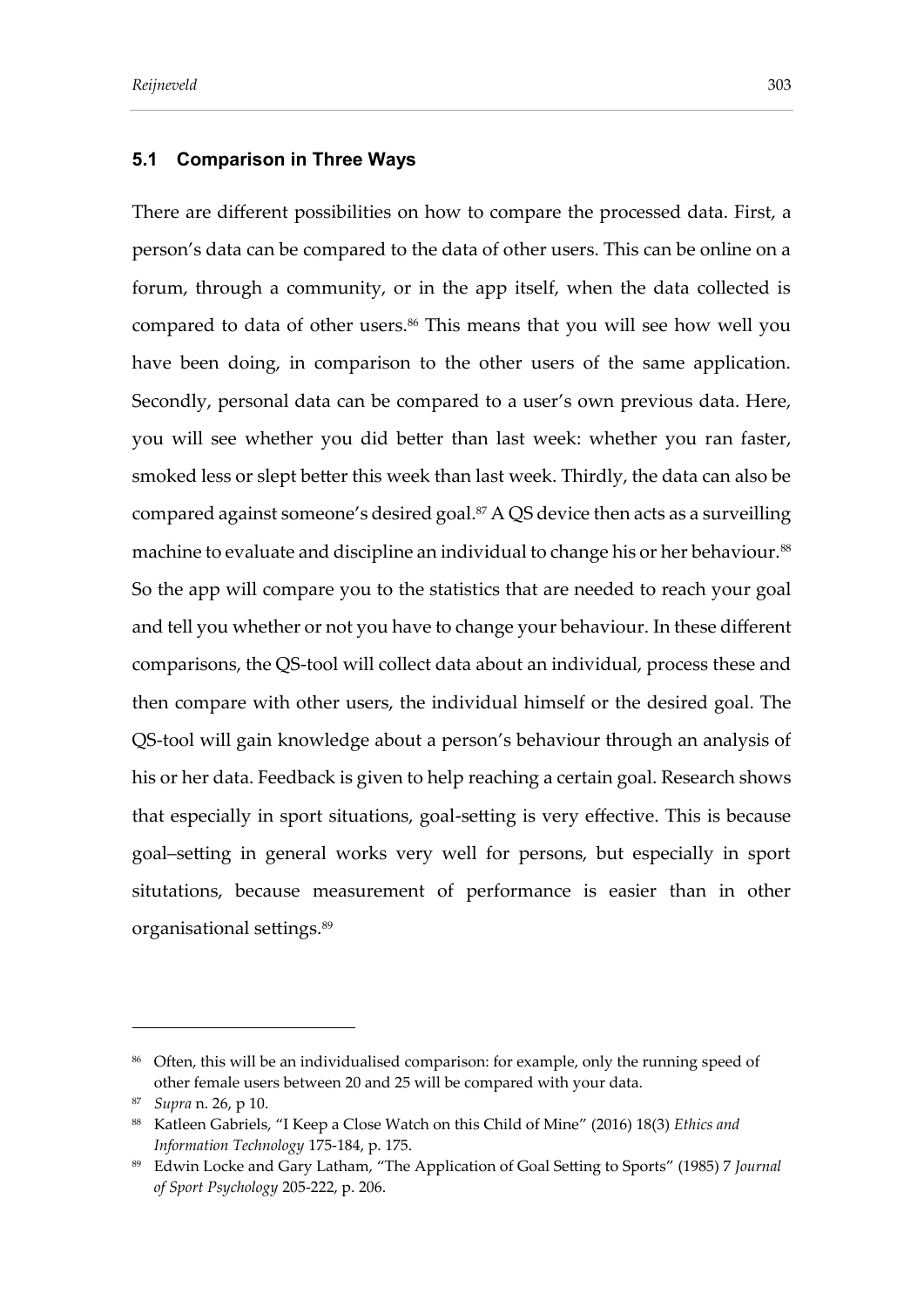### 5.1 Comparison in Three Ways

There are different possibilities on how to compare the processed data. First, a person's data can be compared to the data of other users. This can be online on a forum, through a community, or in the app itself, when the data collected is compared to data of other users.[86] This means that you will see how well you have been doing, in comparison to the other users of the same application. Secondly, personal data can be compared to a user's own previous data. Here, you will see whether you did better than last week: whether you ran faster, smoked less or slept better this week than last week. Thirdly, the data can also be compared against someone's desired goal.[87] A QS device then acts as a surveilling machine to evaluate and discipline an individual to change his or her behaviour.[88] So the app will compare you to the statistics that are needed to reach your goal and tell you whether or not you have to change your behaviour. In these different comparisons, the QS-tool will collect data about an individual, process these and then compare with other users, the individual himself or the desired goal. The QS-tool will gain knowledge about a person's behaviour through an analysis of his or her data. Feedback is given to help reaching a certain goal. Research shows that especially in sport situations, goal-setting is very effective. This is because goal–setting in general works very well for persons, but especially in sport situtations, because measurement of performance is easier than in other organisational settings.[89]

---

[86] Often, this will be an individualised comparison: for example, only the running speed of other female users between 20 and 25 will be compared with your data.

[87] *Supra* n. 26, p 10.

[88] Katleen Gabriels, "I Keep a Close Watch on this Child of Mine" (2016) 18(3) *Ethics and Information Technology* 175-184, p. 175.

[89] Edwin Locke and Gary Latham, "The Application of Goal Setting to Sports" (1985) 7 *Journal of Sport Psychology* 205-222, p. 206.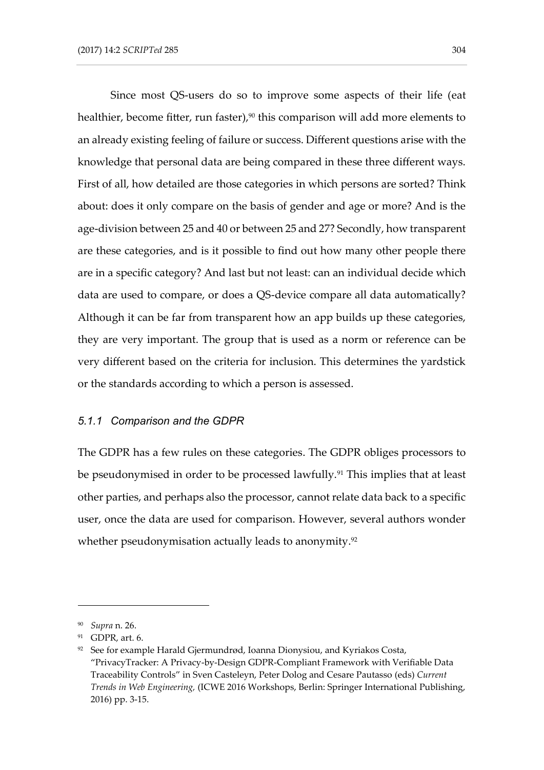Since most QS-users do so to improve some aspects of their life (eat healthier, become fitter, run faster),[90] this comparison will add more elements to an already existing feeling of failure or success. Different questions arise with the knowledge that personal data are being compared in these three different ways. First of all, how detailed are those categories in which persons are sorted? Think about: does it only compare on the basis of gender and age or more? And is the age-division between 25 and 40 or between 25 and 27? Secondly, how transparent are these categories, and is it possible to find out how many other people there are in a specific category? And last but not least: can an individual decide which data are used to compare, or does a QS-device compare all data automatically? Although it can be far from transparent how an app builds up these categories, they are very important. The group that is used as a norm or reference can be very different based on the criteria for inclusion. This determines the yardstick or the standards according to which a person is assessed.

### *5.1.1 Comparison and the GDPR*

The GDPR has a few rules on these categories. The GDPR obliges processors to be pseudonymised in order to be processed lawfully.[91] This implies that at least other parties, and perhaps also the processor, cannot relate data back to a specific user, once the data are used for comparison. However, several authors wonder whether pseudonymisation actually leads to anonymity.[92]

---

[90] *Supra* n. 26.

[91] GDPR, art. 6.

[92] See for example Harald Gjermundrød, Ioanna Dionysiou, and Kyriakos Costa, "PrivacyTracker: A Privacy-by-Design GDPR-Compliant Framework with Verifiable Data Traceability Controls" in Sven Casteleyn, Peter Dolog and Cesare Pautasso (eds) *Current Trends in Web Engineering,* (ICWE 2016 Workshops, Berlin: Springer International Publishing, 2016) pp. 3-15.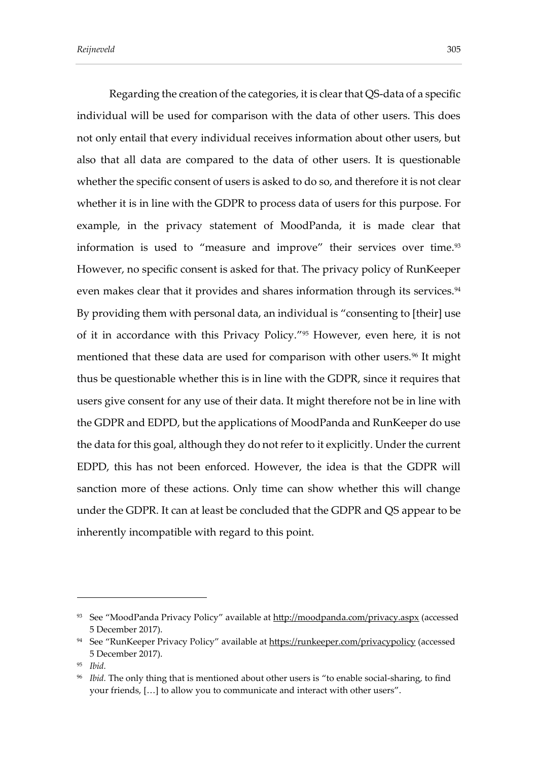Regarding the creation of the categories, it is clear that QS-data of a specific individual will be used for comparison with the data of other users. This does not only entail that every individual receives information about other users, but also that all data are compared to the data of other users. It is questionable whether the specific consent of users is asked to do so, and therefore it is not clear whether it is in line with the GDPR to process data of users for this purpose. For example, in the privacy statement of MoodPanda, it is made clear that information is used to "measure and improve" their services over time.[93] However, no specific consent is asked for that. The privacy policy of RunKeeper even makes clear that it provides and shares information through its services.[94] By providing them with personal data, an individual is "consenting to [their] use of it in accordance with this Privacy Policy."[95] However, even here, it is not mentioned that these data are used for comparison with other users.[96] It might thus be questionable whether this is in line with the GDPR, since it requires that users give consent for any use of their data. It might therefore not be in line with the GDPR and EDPD, but the applications of MoodPanda and RunKeeper do use the data for this goal, although they do not refer to it explicitly. Under the current EDPD, this has not been enforced. However, the idea is that the GDPR will sanction more of these actions. Only time can show whether this will change under the GDPR. It can at least be concluded that the GDPR and QS appear to be inherently incompatible with regard to this point.

---

[93] See "MoodPanda Privacy Policy" available at http://moodpanda.com/privacy.aspx (accessed 5 December 2017).

[94] See "RunKeeper Privacy Policy" available at https://runkeeper.com/privacypolicy (accessed 5 December 2017).

[95] *Ibid.*

[96] *Ibid.* The only thing that is mentioned about other users is "to enable social-sharing, to find your friends, […] to allow you to communicate and interact with other users".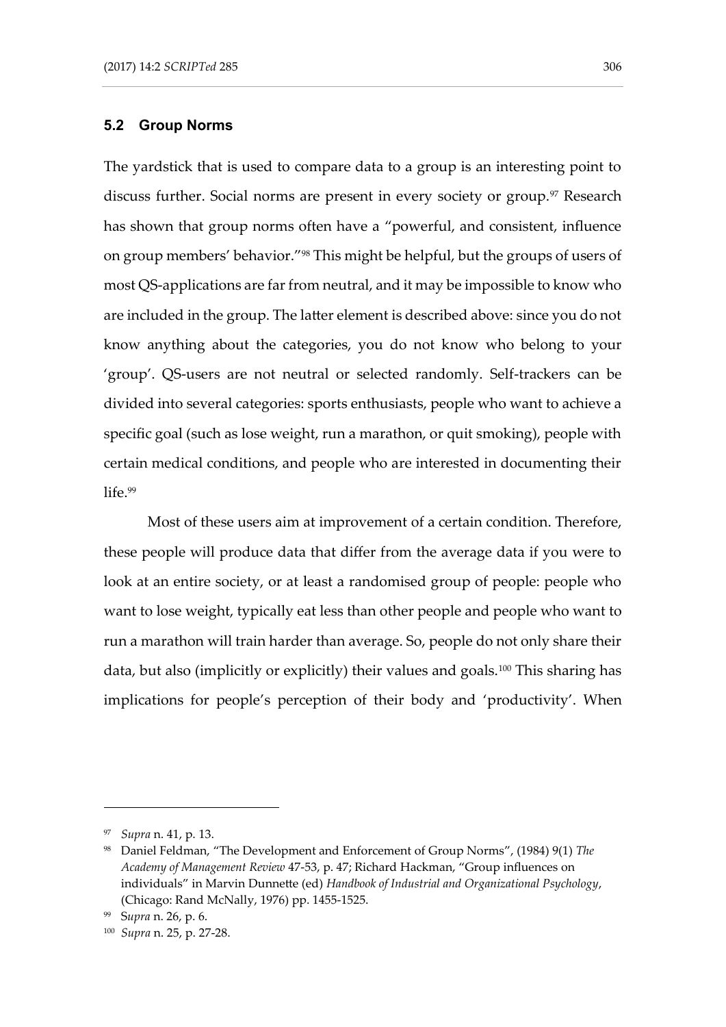### 5.2 Group Norms

The yardstick that is used to compare data to a group is an interesting point to discuss further. Social norms are present in every society or group.[97] Research has shown that group norms often have a "powerful, and consistent, influence on group members' behavior."[98] This might be helpful, but the groups of users of most QS-applications are far from neutral, and it may be impossible to know who are included in the group. The latter element is described above: since you do not know anything about the categories, you do not know who belong to your 'group'. QS-users are not neutral or selected randomly. Self-trackers can be divided into several categories: sports enthusiasts, people who want to achieve a specific goal (such as lose weight, run a marathon, or quit smoking), people with certain medical conditions, and people who are interested in documenting their life.[99]

Most of these users aim at improvement of a certain condition. Therefore, these people will produce data that differ from the average data if you were to look at an entire society, or at least a randomised group of people: people who want to lose weight, typically eat less than other people and people who want to run a marathon will train harder than average. So, people do not only share their data, but also (implicitly or explicitly) their values and goals.[100] This sharing has implications for people's perception of their body and 'productivity'. When

---

[97] *Supra* n. 41, p. 13.

[98] Daniel Feldman, "The Development and Enforcement of Group Norms", (1984) 9(1) *The Academy of Management Review* 47-53, p. 47; Richard Hackman, "Group influences on individuals" in Marvin Dunnette (ed) *Handbook of Industrial and Organizational Psychology*, (Chicago: Rand McNally, 1976) pp. 1455-1525.

[99] S*upra* n. 26, p. 6.

[100] *Supra* n. 25, p. 27-28.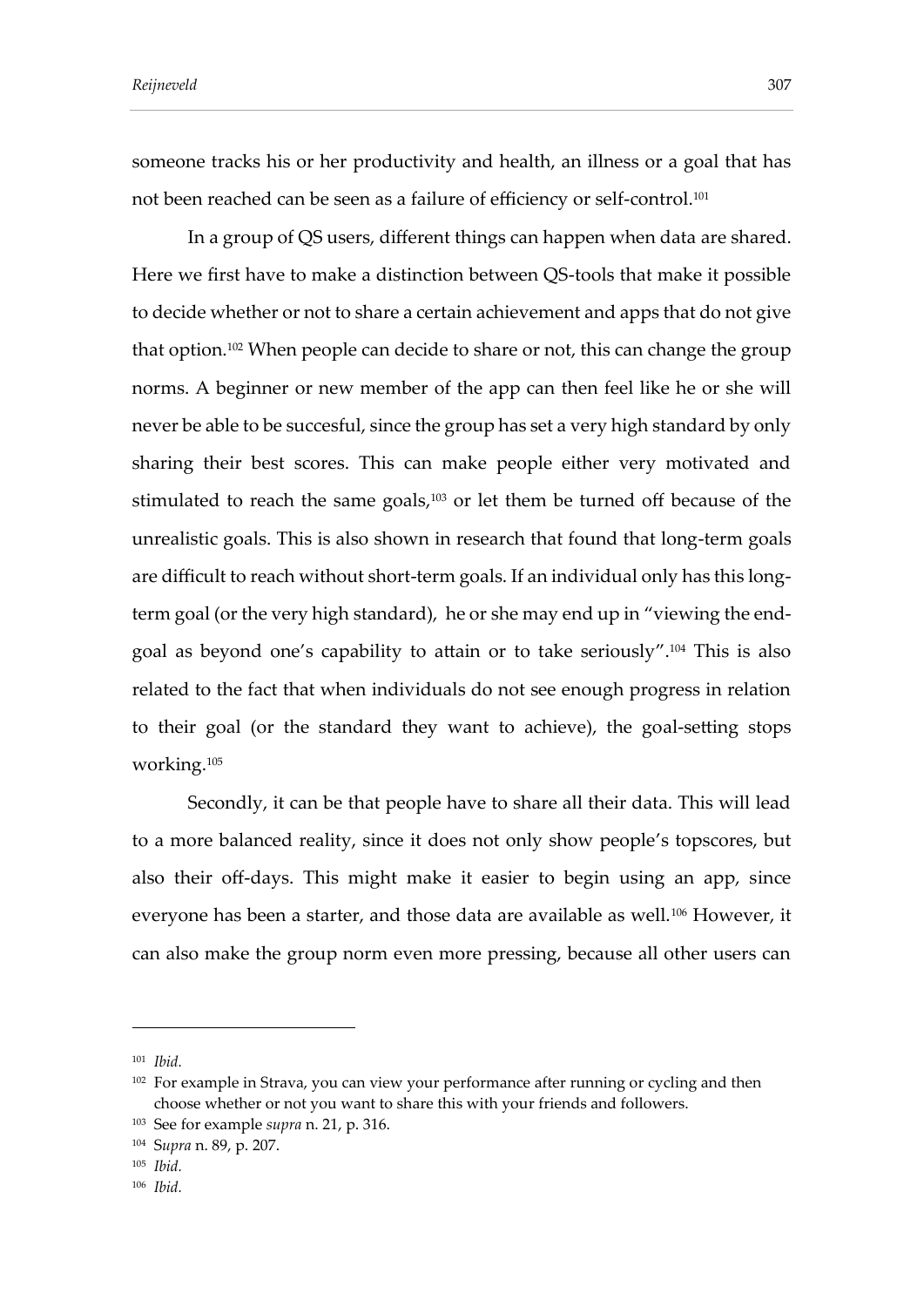someone tracks his or her productivity and health, an illness or a goal that has not been reached can be seen as a failure of efficiency or self-control.[101]

In a group of QS users, different things can happen when data are shared. Here we first have to make a distinction between QS-tools that make it possible to decide whether or not to share a certain achievement and apps that do not give that option.[102] When people can decide to share or not, this can change the group norms. A beginner or new member of the app can then feel like he or she will never be able to be succesful, since the group has set a very high standard by only sharing their best scores. This can make people either very motivated and stimulated to reach the same goals,[103] or let them be turned off because of the unrealistic goals. This is also shown in research that found that long-term goals are difficult to reach without short-term goals. If an individual only has this long-term goal (or the very high standard), he or she may end up in "viewing the end-goal as beyond one's capability to attain or to take seriously".[104] This is also related to the fact that when individuals do not see enough progress in relation to their goal (or the standard they want to achieve), the goal-setting stops working.[105]

Secondly, it can be that people have to share all their data. This will lead to a more balanced reality, since it does not only show people's topscores, but also their off-days. This might make it easier to begin using an app, since everyone has been a starter, and those data are available as well.[106] However, it can also make the group norm even more pressing, because all other users can

---

[101] *Ibid.*

[102] For example in Strava, you can view your performance after running or cycling and then choose whether or not you want to share this with your friends and followers.

[103] See for example *supra* n. 21, p. 316.

[104] S*upra* n. 89, p. 207.

[105] *Ibid.*

[106] *Ibid.*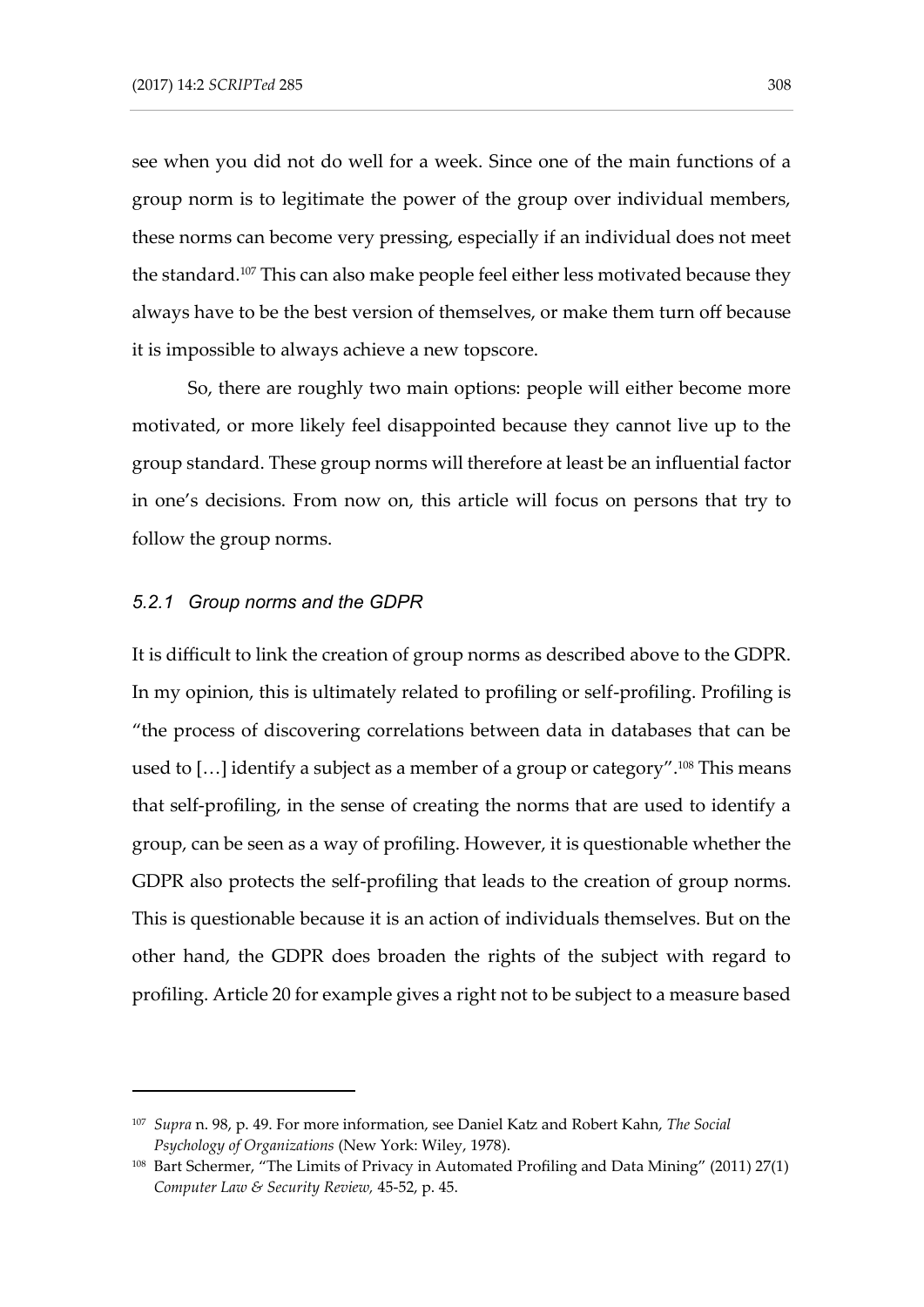see when you did not do well for a week. Since one of the main functions of a group norm is to legitimate the power of the group over individual members, these norms can become very pressing, especially if an individual does not meet the standard.[107] This can also make people feel either less motivated because they always have to be the best version of themselves, or make them turn off because it is impossible to always achieve a new topscore.

So, there are roughly two main options: people will either become more motivated, or more likely feel disappointed because they cannot live up to the group standard. These group norms will therefore at least be an influential factor in one's decisions. From now on, this article will focus on persons that try to follow the group norms.

#### *5.2.1 Group norms and the GDPR*

It is difficult to link the creation of group norms as described above to the GDPR. In my opinion, this is ultimately related to profiling or self-profiling. Profiling is "the process of discovering correlations between data in databases that can be used to […] identify a subject as a member of a group or category".[108] This means that self-profiling, in the sense of creating the norms that are used to identify a group, can be seen as a way of profiling. However, it is questionable whether the GDPR also protects the self-profiling that leads to the creation of group norms. This is questionable because it is an action of individuals themselves. But on the other hand, the GDPR does broaden the rights of the subject with regard to profiling. Article 20 for example gives a right not to be subject to a measure based

---

[107] *Supra* n. 98, p. 49. For more information, see Daniel Katz and Robert Kahn, *The Social Psychology of Organizations* (New York: Wiley, 1978).

[108] Bart Schermer, "The Limits of Privacy in Automated Profiling and Data Mining" (2011) 27(1) *Computer Law & Security Review*, 45-52, p. 45.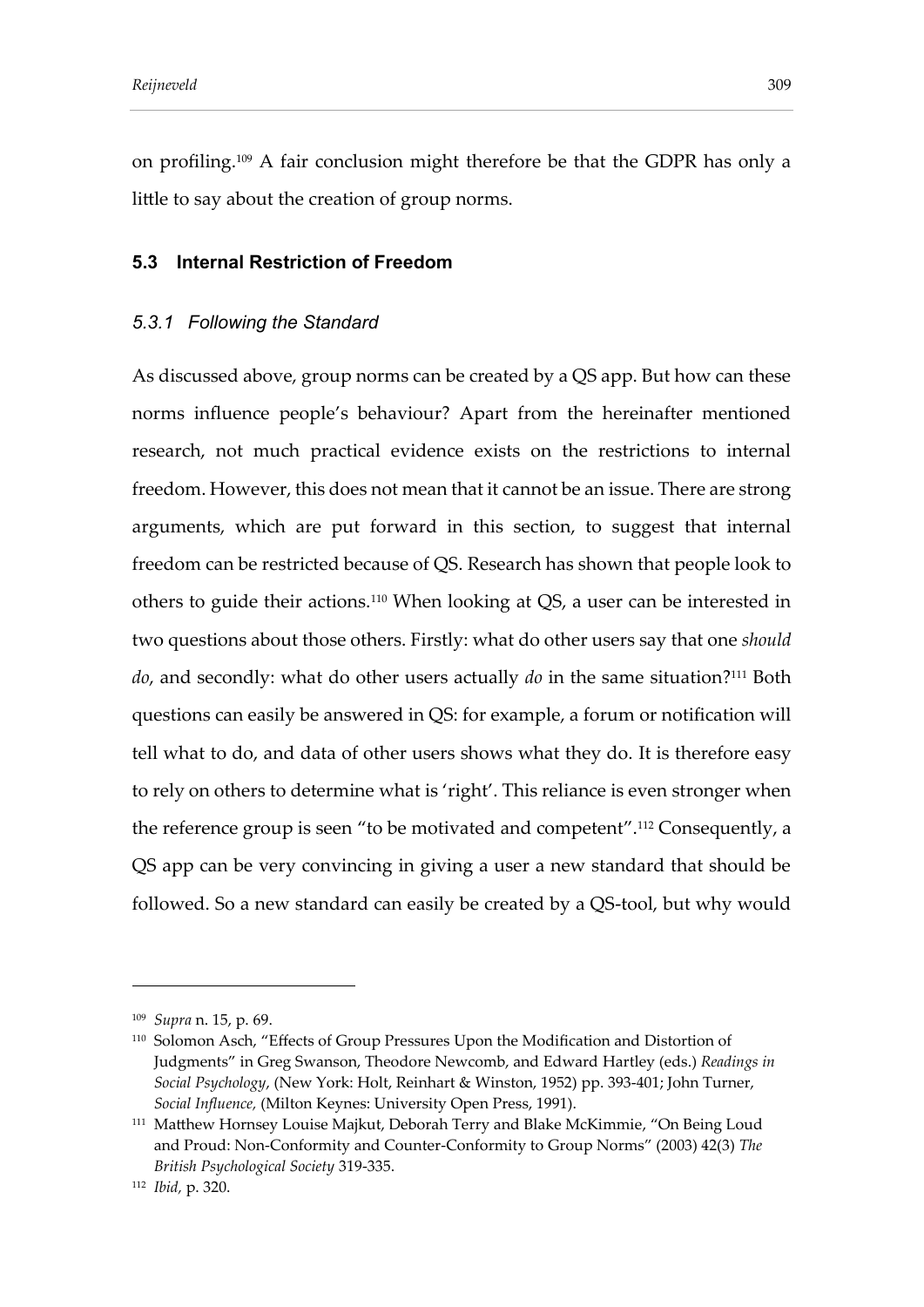on profiling.[109] A fair conclusion might therefore be that the GDPR has only a little to say about the creation of group norms.

### 5.3 Internal Restriction of Freedom

#### *5.3.1 Following the Standard*

As discussed above, group norms can be created by a QS app. But how can these norms influence people's behaviour? Apart from the hereinafter mentioned research, not much practical evidence exists on the restrictions to internal freedom. However, this does not mean that it cannot be an issue. There are strong arguments, which are put forward in this section, to suggest that internal freedom can be restricted because of QS. Research has shown that people look to others to guide their actions.[110] When looking at QS, a user can be interested in two questions about those others. Firstly: what do other users say that one *should do*, and secondly: what do other users actually *do* in the same situation?[111] Both questions can easily be answered in QS: for example, a forum or notification will tell what to do, and data of other users shows what they do. It is therefore easy to rely on others to determine what is 'right'. This reliance is even stronger when the reference group is seen "to be motivated and competent".[112] Consequently, a QS app can be very convincing in giving a user a new standard that should be followed. So a new standard can easily be created by a QS-tool, but why would

---

[109] *Supra* n. 15, p. 69.

[110] Solomon Asch, "Effects of Group Pressures Upon the Modification and Distortion of Judgments" in Greg Swanson, Theodore Newcomb, and Edward Hartley (eds.) *Readings in Social Psychology*, (New York: Holt, Reinhart & Winston, 1952) pp. 393-401; John Turner, *Social Influence,* (Milton Keynes: University Open Press, 1991).

[111] Matthew Hornsey Louise Majkut, Deborah Terry and Blake McKimmie, "On Being Loud and Proud: Non-Conformity and Counter-Conformity to Group Norms" (2003) 42(3) *The British Psychological Society* 319-335.

[112] *Ibid*, p. 320.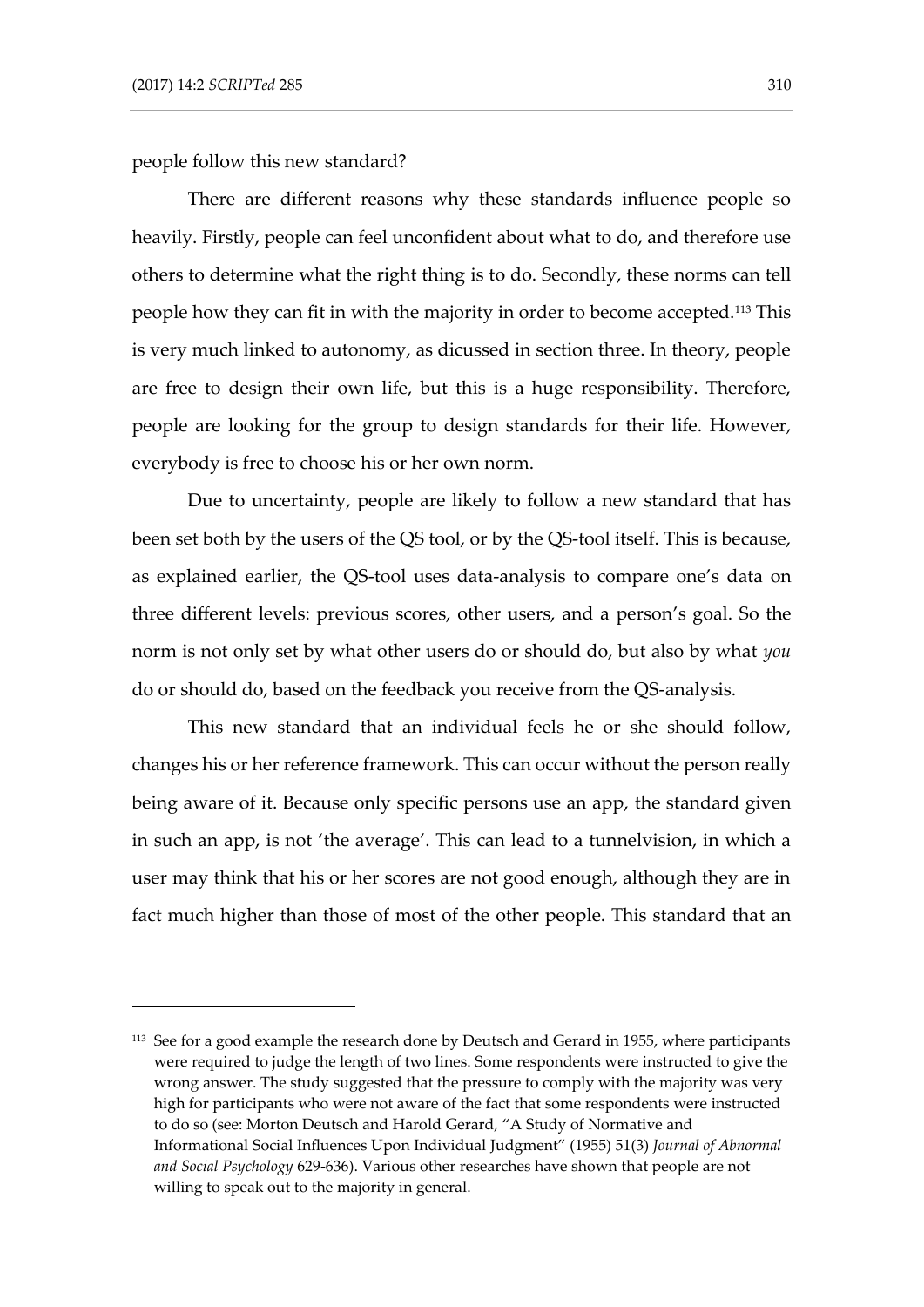people follow this new standard?

There are different reasons why these standards influence people so heavily. Firstly, people can feel unconfident about what to do, and therefore use others to determine what the right thing is to do. Secondly, these norms can tell people how they can fit in with the majority in order to become accepted.[113] This is very much linked to autonomy, as dicussed in section three. In theory, people are free to design their own life, but this is a huge responsibility. Therefore, people are looking for the group to design standards for their life. However, everybody is free to choose his or her own norm.

Due to uncertainty, people are likely to follow a new standard that has been set both by the users of the QS tool, or by the QS-tool itself. This is because, as explained earlier, the QS-tool uses data-analysis to compare one's data on three different levels: previous scores, other users, and a person's goal. So the norm is not only set by what other users do or should do, but also by what *you* do or should do, based on the feedback you receive from the QS-analysis.

This new standard that an individual feels he or she should follow, changes his or her reference framework. This can occur without the person really being aware of it. Because only specific persons use an app, the standard given in such an app, is not 'the average'. This can lead to a tunnelvision, in which a user may think that his or her scores are not good enough, although they are in fact much higher than those of most of the other people. This standard that an

---

[113] See for a good example the research done by Deutsch and Gerard in 1955, where participants were required to judge the length of two lines. Some respondents were instructed to give the wrong answer. The study suggested that the pressure to comply with the majority was very high for participants who were not aware of the fact that some respondents were instructed to do so (see: Morton Deutsch and Harold Gerard, "A Study of Normative and Informational Social Influences Upon Individual Judgment" (1955) 51(3) *Journal of Abnormal and Social Psychology* 629-636). Various other researches have shown that people are not willing to speak out to the majority in general.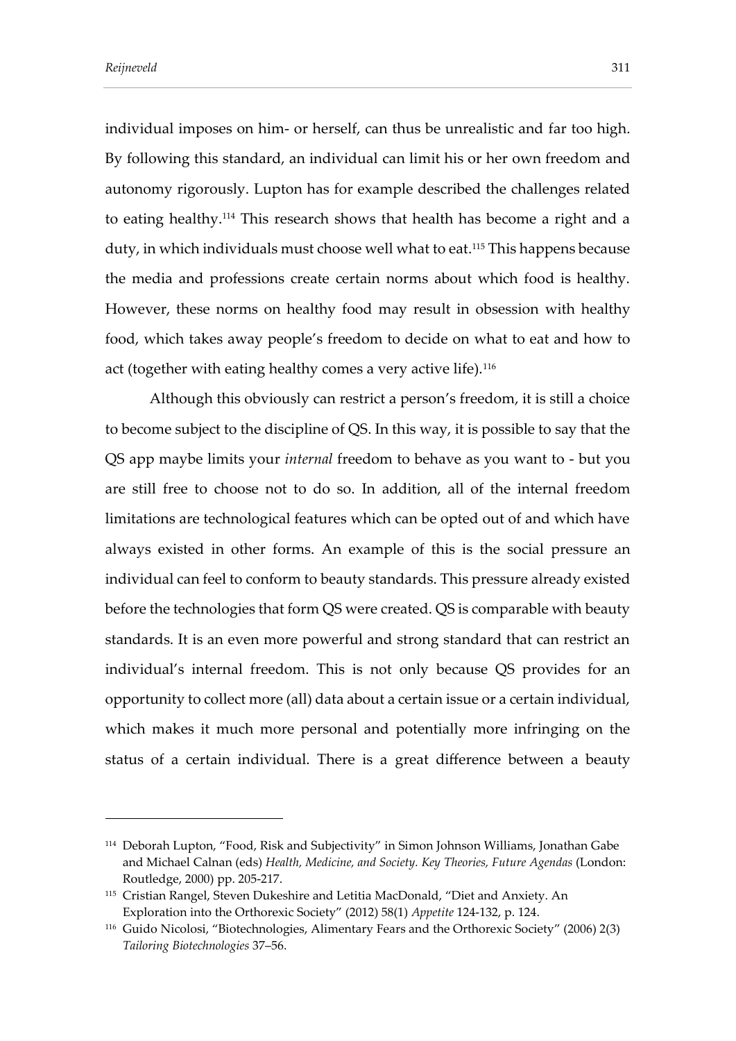individual imposes on him- or herself, can thus be unrealistic and far too high. By following this standard, an individual can limit his or her own freedom and autonomy rigorously. Lupton has for example described the challenges related to eating healthy.[114] This research shows that health has become a right and a duty, in which individuals must choose well what to eat.[115] This happens because the media and professions create certain norms about which food is healthy. However, these norms on healthy food may result in obsession with healthy food, which takes away people's freedom to decide on what to eat and how to act (together with eating healthy comes a very active life).[116]

Although this obviously can restrict a person's freedom, it is still a choice to become subject to the discipline of QS. In this way, it is possible to say that the QS app maybe limits your *internal* freedom to behave as you want to - but you are still free to choose not to do so. In addition, all of the internal freedom limitations are technological features which can be opted out of and which have always existed in other forms. An example of this is the social pressure an individual can feel to conform to beauty standards. This pressure already existed before the technologies that form QS were created. QS is comparable with beauty standards. It is an even more powerful and strong standard that can restrict an individual's internal freedom. This is not only because QS provides for an opportunity to collect more (all) data about a certain issue or a certain individual, which makes it much more personal and potentially more infringing on the status of a certain individual. There is a great difference between a beauty

---

[114] Deborah Lupton, "Food, Risk and Subjectivity" in Simon Johnson Williams, Jonathan Gabe and Michael Calnan (eds) *Health, Medicine, and Society. Key Theories, Future Agendas* (London: Routledge, 2000) pp. 205-217.

[115] Cristian Rangel, Steven Dukeshire and Letitia MacDonald, "Diet and Anxiety. An Exploration into the Orthorexic Society" (2012) 58(1) *Appetite* 124-132, p. 124.

[116] Guido Nicolosi, "Biotechnologies, Alimentary Fears and the Orthorexic Society" (2006) 2(3) *Tailoring Biotechnologies* 37–56.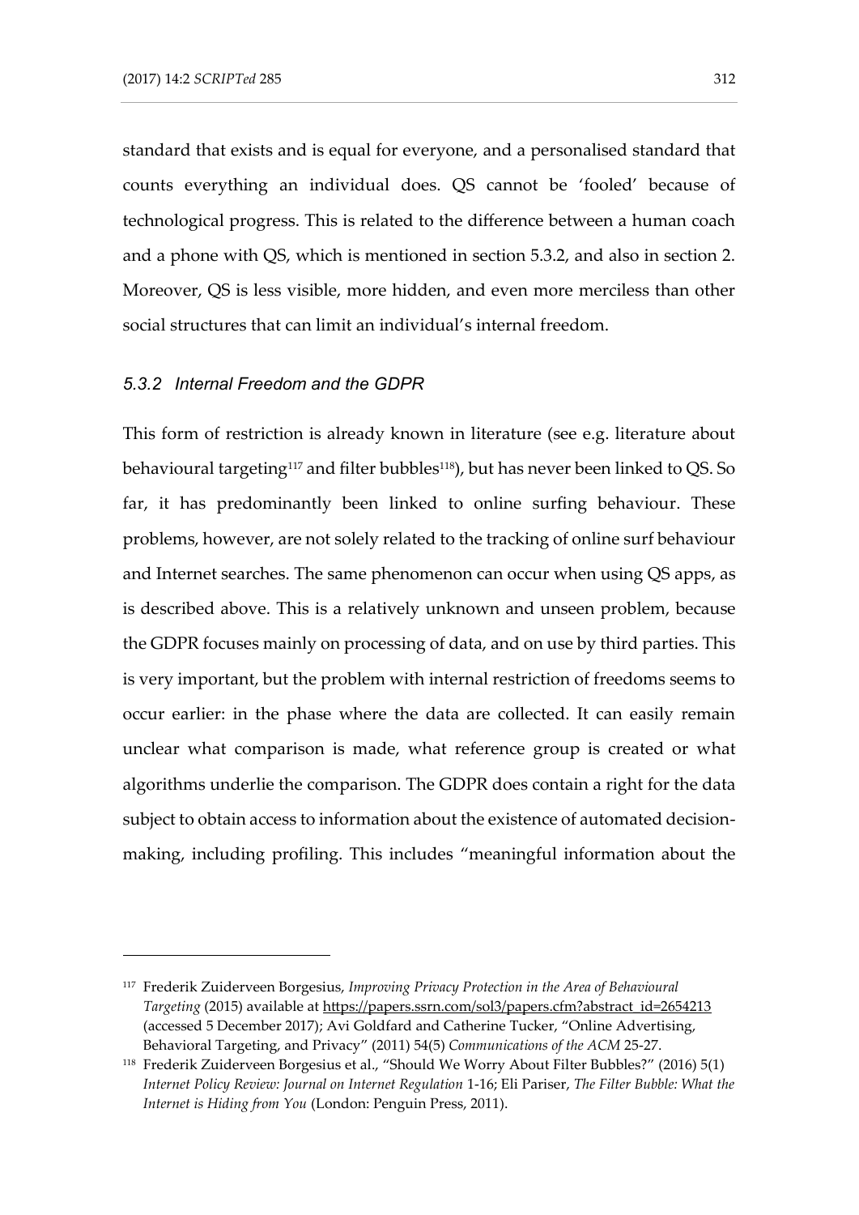standard that exists and is equal for everyone, and a personalised standard that counts everything an individual does. QS cannot be 'fooled' because of technological progress. This is related to the difference between a human coach and a phone with QS, which is mentioned in section 5.3.2, and also in section 2. Moreover, QS is less visible, more hidden, and even more merciless than other social structures that can limit an individual's internal freedom.

### *5.3.2 Internal Freedom and the GDPR*

This form of restriction is already known in literature (see e.g. literature about behavioural targeting[117] and filter bubbles[118]), but has never been linked to QS. So far, it has predominantly been linked to online surfing behaviour. These problems, however, are not solely related to the tracking of online surf behaviour and Internet searches. The same phenomenon can occur when using QS apps, as is described above. This is a relatively unknown and unseen problem, because the GDPR focuses mainly on processing of data, and on use by third parties. This is very important, but the problem with internal restriction of freedoms seems to occur earlier: in the phase where the data are collected. It can easily remain unclear what comparison is made, what reference group is created or what algorithms underlie the comparison. The GDPR does contain a right for the data subject to obtain access to information about the existence of automated decision-making, including profiling. This includes "meaningful information about the

---

[117] Frederik Zuiderveen Borgesius, *Improving Privacy Protection in the Area of Behavioural Targeting* (2015) available at https://papers.ssrn.com/sol3/papers.cfm?abstract_id=2654213 (accessed 5 December 2017); Avi Goldfard and Catherine Tucker, "Online Advertising, Behavioral Targeting, and Privacy" (2011) 54(5) *Communications of the ACM* 25-27.

[118] Frederik Zuiderveen Borgesius et al., "Should We Worry About Filter Bubbles?" (2016) 5(1) *Internet Policy Review: Journal on Internet Regulation* 1-16; Eli Pariser, *The Filter Bubble: What the Internet is Hiding from You* (London: Penguin Press, 2011).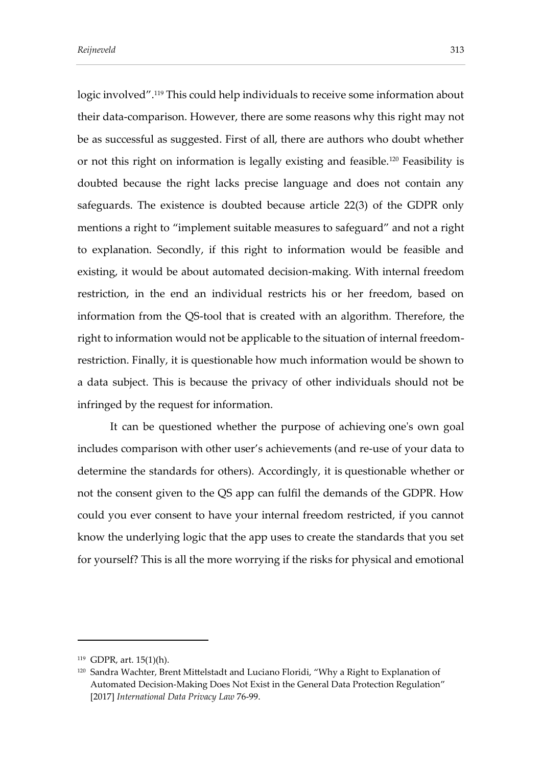logic involved".[119] This could help individuals to receive some information about their data-comparison. However, there are some reasons why this right may not be as successful as suggested. First of all, there are authors who doubt whether or not this right on information is legally existing and feasible.[120] Feasibility is doubted because the right lacks precise language and does not contain any safeguards. The existence is doubted because article 22(3) of the GDPR only mentions a right to "implement suitable measures to safeguard" and not a right to explanation. Secondly, if this right to information would be feasible and existing, it would be about automated decision-making. With internal freedom restriction, in the end an individual restricts his or her freedom, based on information from the QS-tool that is created with an algorithm. Therefore, the right to information would not be applicable to the situation of internal freedom-restriction. Finally, it is questionable how much information would be shown to a data subject. This is because the privacy of other individuals should not be infringed by the request for information.

It can be questioned whether the purpose of achieving one's own goal includes comparison with other user's achievements (and re-use of your data to determine the standards for others). Accordingly, it is questionable whether or not the consent given to the QS app can fulfil the demands of the GDPR. How could you ever consent to have your internal freedom restricted, if you cannot know the underlying logic that the app uses to create the standards that you set for yourself? This is all the more worrying if the risks for physical and emotional

---

[119] GDPR, art. 15(1)(h).

[120] Sandra Wachter, Brent Mittelstadt and Luciano Floridi, "Why a Right to Explanation of Automated Decision-Making Does Not Exist in the General Data Protection Regulation" [2017] *International Data Privacy Law* 76-99.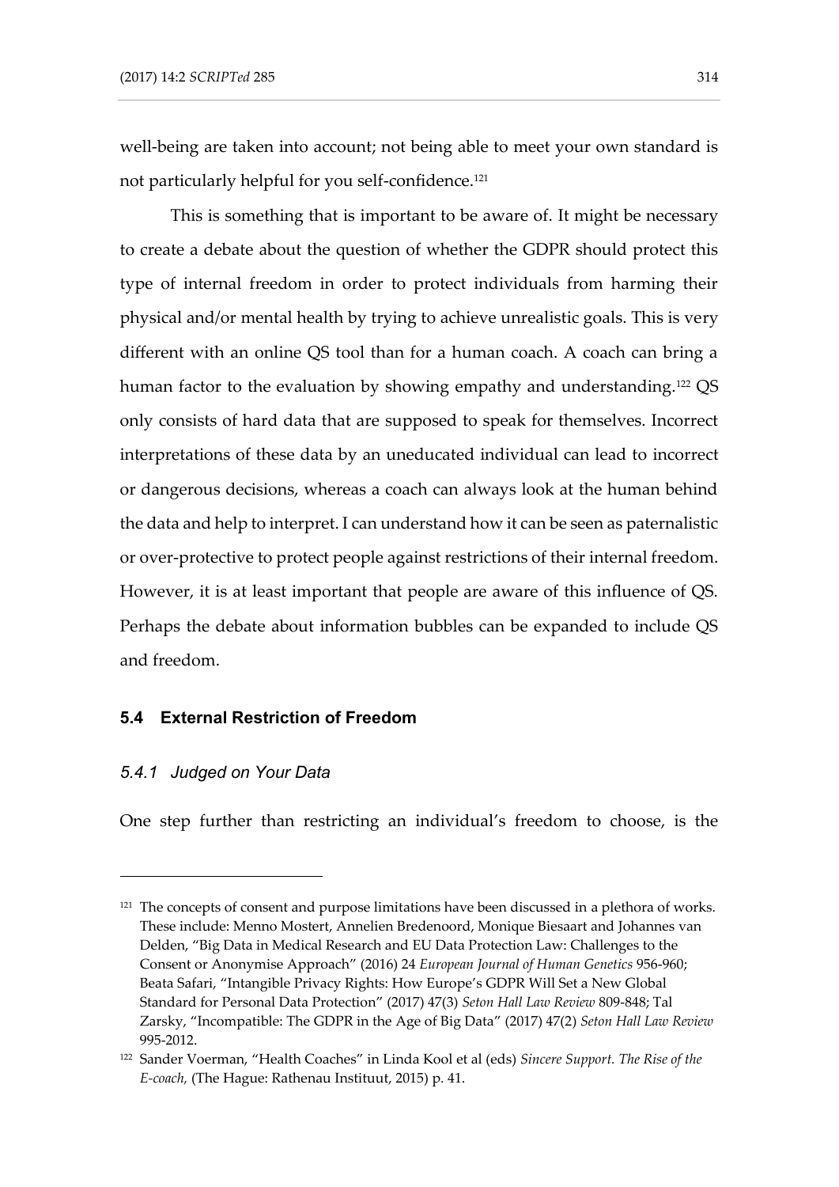well-being are taken into account; not being able to meet your own standard is not particularly helpful for you self-confidence.[121]

This is something that is important to be aware of. It might be necessary to create a debate about the question of whether the GDPR should protect this type of internal freedom in order to protect individuals from harming their physical and/or mental health by trying to achieve unrealistic goals. This is very different with an online QS tool than for a human coach. A coach can bring a human factor to the evaluation by showing empathy and understanding.[122] QS only consists of hard data that are supposed to speak for themselves. Incorrect interpretations of these data by an uneducated individual can lead to incorrect or dangerous decisions, whereas a coach can always look at the human behind the data and help to interpret. I can understand how it can be seen as paternalistic or over-protective to protect people against restrictions of their internal freedom. However, it is at least important that people are aware of this influence of QS. Perhaps the debate about information bubbles can be expanded to include QS and freedom.

## 5.4 External Restriction of Freedom

### *5.4.1 Judged on Your Data*

One step further than restricting an individual's freedom to choose, is the

---

[121] The concepts of consent and purpose limitations have been discussed in a plethora of works. These include: Menno Mostert, Annelien Bredenoord, Monique Biesaart and Johannes van Delden, "Big Data in Medical Research and EU Data Protection Law: Challenges to the Consent or Anonymise Approach" (2016) 24 *European Journal of Human Genetics* 956-960; Beata Safari, "Intangible Privacy Rights: How Europe's GDPR Will Set a New Global Standard for Personal Data Protection" (2017) 47(3) *Seton Hall Law Review* 809-848; Tal Zarsky, "Incompatible: The GDPR in the Age of Big Data" (2017) 47(2) *Seton Hall Law Review* 995-2012.

[122] Sander Voerman, "Health Coaches" in Linda Kool et al (eds) *Sincere Support. The Rise of the E-coach,* (The Hague: Rathenau Instituut, 2015) p. 41.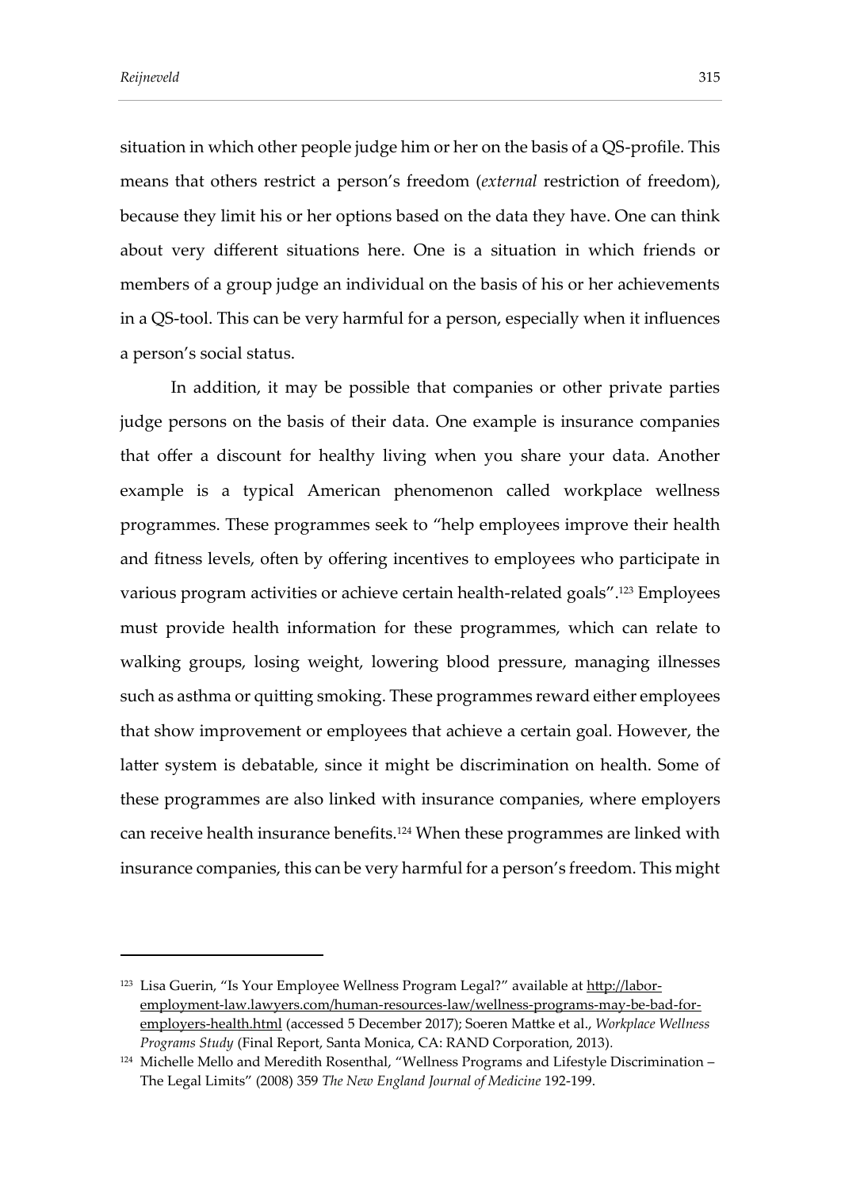situation in which other people judge him or her on the basis of a QS-profile. This means that others restrict a person's freedom (*external* restriction of freedom), because they limit his or her options based on the data they have. One can think about very different situations here. One is a situation in which friends or members of a group judge an individual on the basis of his or her achievements in a QS-tool. This can be very harmful for a person, especially when it influences a person's social status.

In addition, it may be possible that companies or other private parties judge persons on the basis of their data. One example is insurance companies that offer a discount for healthy living when you share your data. Another example is a typical American phenomenon called workplace wellness programmes. These programmes seek to "help employees improve their health and fitness levels, often by offering incentives to employees who participate in various program activities or achieve certain health-related goals".[123] Employees must provide health information for these programmes, which can relate to walking groups, losing weight, lowering blood pressure, managing illnesses such as asthma or quitting smoking. These programmes reward either employees that show improvement or employees that achieve a certain goal. However, the latter system is debatable, since it might be discrimination on health. Some of these programmes are also linked with insurance companies, where employers can receive health insurance benefits.[124] When these programmes are linked with insurance companies, this can be very harmful for a person's freedom. This might

---

[123] Lisa Guerin, "Is Your Employee Wellness Program Legal?" available at http://labor-employment-law.lawyers.com/human-resources-law/wellness-programs-may-be-bad-for-employers-health.html (accessed 5 December 2017); Soeren Mattke et al., *Workplace Wellness Programs Study* (Final Report, Santa Monica, CA: RAND Corporation, 2013).

[124] Michelle Mello and Meredith Rosenthal, "Wellness Programs and Lifestyle Discrimination – The Legal Limits" (2008) 359 *The New England Journal of Medicine* 192-199.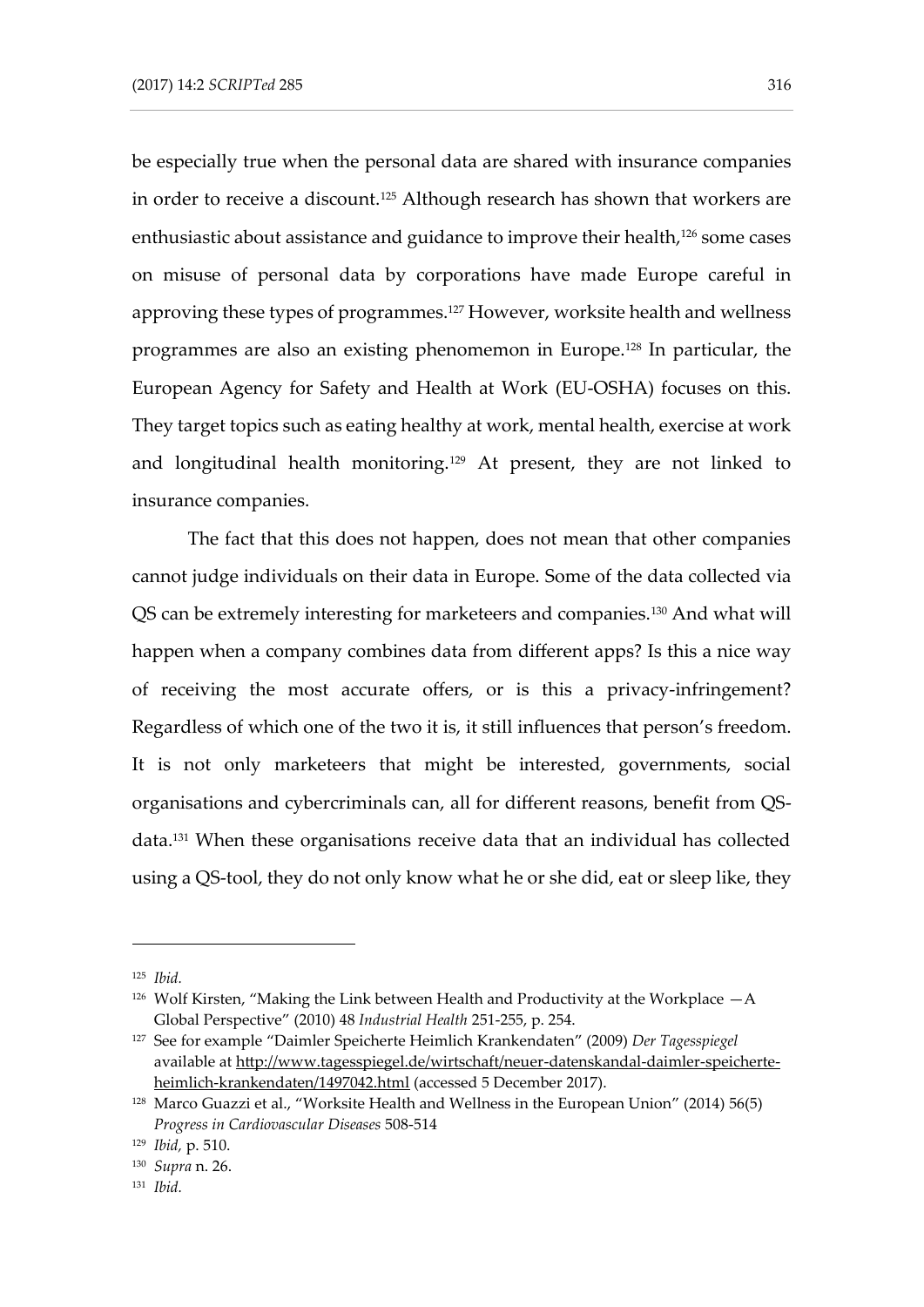be especially true when the personal data are shared with insurance companies in order to receive a discount.[125] Although research has shown that workers are enthusiastic about assistance and guidance to improve their health,[126] some cases on misuse of personal data by corporations have made Europe careful in approving these types of programmes.[127] However, worksite health and wellness programmes are also an existing phenomemon in Europe.[128] In particular, the European Agency for Safety and Health at Work (EU-OSHA) focuses on this. They target topics such as eating healthy at work, mental health, exercise at work and longitudinal health monitoring.[129] At present, they are not linked to insurance companies.

The fact that this does not happen, does not mean that other companies cannot judge individuals on their data in Europe. Some of the data collected via QS can be extremely interesting for marketeers and companies.[130] And what will happen when a company combines data from different apps? Is this a nice way of receiving the most accurate offers, or is this a privacy-infringement? Regardless of which one of the two it is, it still influences that person's freedom. It is not only marketeers that might be interested, governments, social organisations and cybercriminals can, all for different reasons, benefit from QS-data.[131] When these organisations receive data that an individual has collected using a QS-tool, they do not only know what he or she did, eat or sleep like, they

---

[125] *Ibid.*

[126] Wolf Kirsten, "Making the Link between Health and Productivity at the Workplace —A Global Perspective" (2010) 48 *Industrial Health* 251-255, p. 254.

[127] See for example "Daimler Speicherte Heimlich Krankendaten" (2009) *Der Tagesspiegel* available at http://www.tagesspiegel.de/wirtschaft/neuer-datenskandal-daimler-speicherte-heimlich-krankendaten/1497042.html (accessed 5 December 2017).

[128] Marco Guazzi et al., "Worksite Health and Wellness in the European Union" (2014) 56(5) *Progress in Cardiovascular Diseases* 508-514

[129] *Ibid*, p. 510.

[130] *Supra* n. 26.

[131] *Ibid.*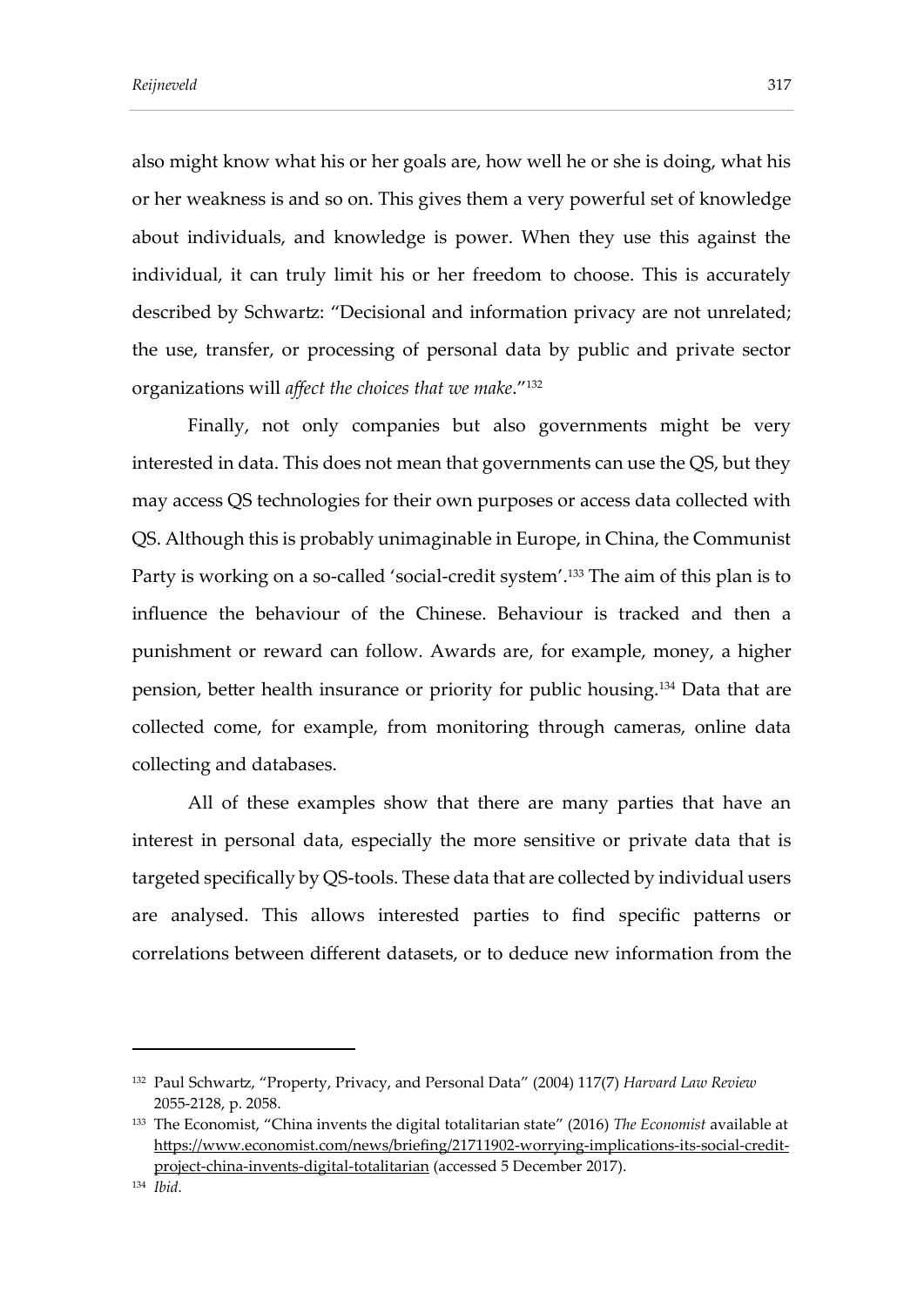also might know what his or her goals are, how well he or she is doing, what his or her weakness is and so on. This gives them a very powerful set of knowledge about individuals, and knowledge is power. When they use this against the individual, it can truly limit his or her freedom to choose. This is accurately described by Schwartz: "Decisional and information privacy are not unrelated; the use, transfer, or processing of personal data by public and private sector organizations will *affect the choices that we make*."[132]

Finally, not only companies but also governments might be very interested in data. This does not mean that governments can use the QS, but they may access QS technologies for their own purposes or access data collected with QS. Although this is probably unimaginable in Europe, in China, the Communist Party is working on a so-called 'social-credit system'.[133] The aim of this plan is to influence the behaviour of the Chinese. Behaviour is tracked and then a punishment or reward can follow. Awards are, for example, money, a higher pension, better health insurance or priority for public housing.[134] Data that are collected come, for example, from monitoring through cameras, online data collecting and databases.

All of these examples show that there are many parties that have an interest in personal data, especially the more sensitive or private data that is targeted specifically by QS-tools. These data that are collected by individual users are analysed. This allows interested parties to find specific patterns or correlations between different datasets, or to deduce new information from the

---

[132] Paul Schwartz, "Property, Privacy, and Personal Data" (2004) 117(7) *Harvard Law Review* 2055-2128, p. 2058.

[133] The Economist, "China invents the digital totalitarian state" (2016) *The Economist* available at https://www.economist.com/news/briefing/21711902-worrying-implications-its-social-credit-project-china-invents-digital-totalitarian (accessed 5 December 2017).

[134] *Ibid.*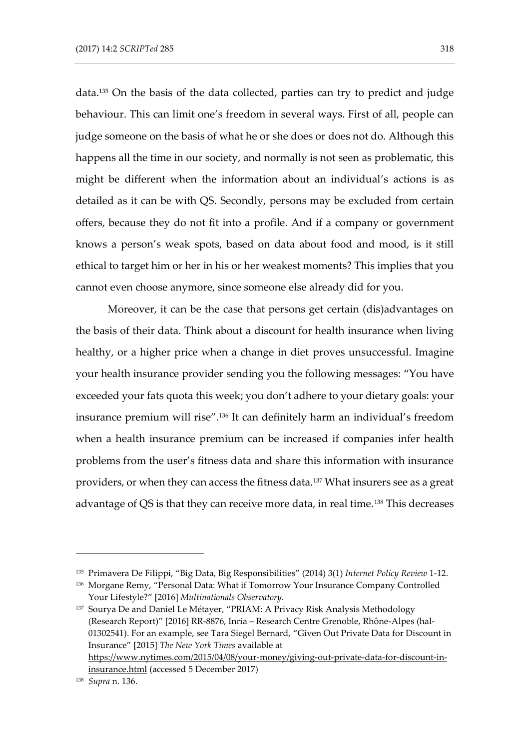data.[135] On the basis of the data collected, parties can try to predict and judge behaviour. This can limit one's freedom in several ways. First of all, people can judge someone on the basis of what he or she does or does not do. Although this happens all the time in our society, and normally is not seen as problematic, this might be different when the information about an individual's actions is as detailed as it can be with QS. Secondly, persons may be excluded from certain offers, because they do not fit into a profile. And if a company or government knows a person's weak spots, based on data about food and mood, is it still ethical to target him or her in his or her weakest moments? This implies that you cannot even choose anymore, since someone else already did for you.

Moreover, it can be the case that persons get certain (dis)advantages on the basis of their data. Think about a discount for health insurance when living healthy, or a higher price when a change in diet proves unsuccessful. Imagine your health insurance provider sending you the following messages: "You have exceeded your fats quota this week; you don't adhere to your dietary goals: your insurance premium will rise".[136] It can definitely harm an individual's freedom when a health insurance premium can be increased if companies infer health problems from the user's fitness data and share this information with insurance providers, or when they can access the fitness data.[137] What insurers see as a great advantage of QS is that they can receive more data, in real time.[138] This decreases

---

[135] Primavera De Filippi, "Big Data, Big Responsibilities" (2014) 3(1) *Internet Policy Review* 1-12.

[136] Morgane Remy, "Personal Data: What if Tomorrow Your Insurance Company Controlled Your Lifestyle?" [2016] *Multinationals Observatory.*

[137] Sourya De and Daniel Le Métayer, "PRIAM: A Privacy Risk Analysis Methodology (Research Report)" [2016] RR-8876, Inria – Research Centre Grenoble, Rhône-Alpes (hal-01302541). For an example, see Tara Siegel Bernard, "Given Out Private Data for Discount in Insurance" [2015] *The New York Times* available at https://www.nytimes.com/2015/04/08/your-money/giving-out-private-data-for-discount-in-insurance.html (accessed 5 December 2017)

[138] *Supra* n. 136.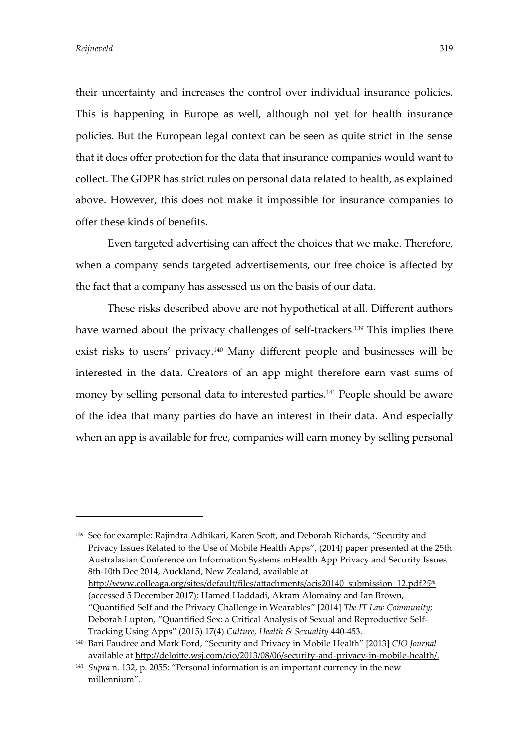their uncertainty and increases the control over individual insurance policies. This is happening in Europe as well, although not yet for health insurance policies. But the European legal context can be seen as quite strict in the sense that it does offer protection for the data that insurance companies would want to collect. The GDPR has strict rules on personal data related to health, as explained above. However, this does not make it impossible for insurance companies to offer these kinds of benefits.

Even targeted advertising can affect the choices that we make. Therefore, when a company sends targeted advertisements, our free choice is affected by the fact that a company has assessed us on the basis of our data.

These risks described above are not hypothetical at all. Different authors have warned about the privacy challenges of self-trackers.[139] This implies there exist risks to users' privacy.[140] Many different people and businesses will be interested in the data. Creators of an app might therefore earn vast sums of money by selling personal data to interested parties.[141] People should be aware of the idea that many parties do have an interest in their data. And especially when an app is available for free, companies will earn money by selling personal

---

[139] See for example: Rajindra Adhikari, Karen Scott, and Deborah Richards, "Security and Privacy Issues Related to the Use of Mobile Health Apps", (2014) paper presented at the 25th Australasian Conference on Information Systems mHealth App Privacy and Security Issues 8th-10th Dec 2014, Auckland, New Zealand, available at http://www.colleaga.org/sites/default/files/attachments/acis20140_submission_12.pdf*25th* (accessed 5 December 2017); Hamed Haddadi, Akram Alomainy and Ian Brown, "Quantified Self and the Privacy Challenge in Wearables" [2014] *The IT Law Community;* Deborah Lupton, "Quantified Sex: a Critical Analysis of Sexual and Reproductive Self-Tracking Using Apps" (2015) 17(4) *Culture, Health & Sexuality* 440-453.

[140] Bari Faudree and Mark Ford, "Security and Privacy in Mobile Health" [2013] *CIO Journal* available at http://deloitte.wsj.com/cio/2013/08/06/security-and-privacy-in-mobile-health/.

[141] *Supra* n. 132, p. 2055: "Personal information is an important currency in the new millennium".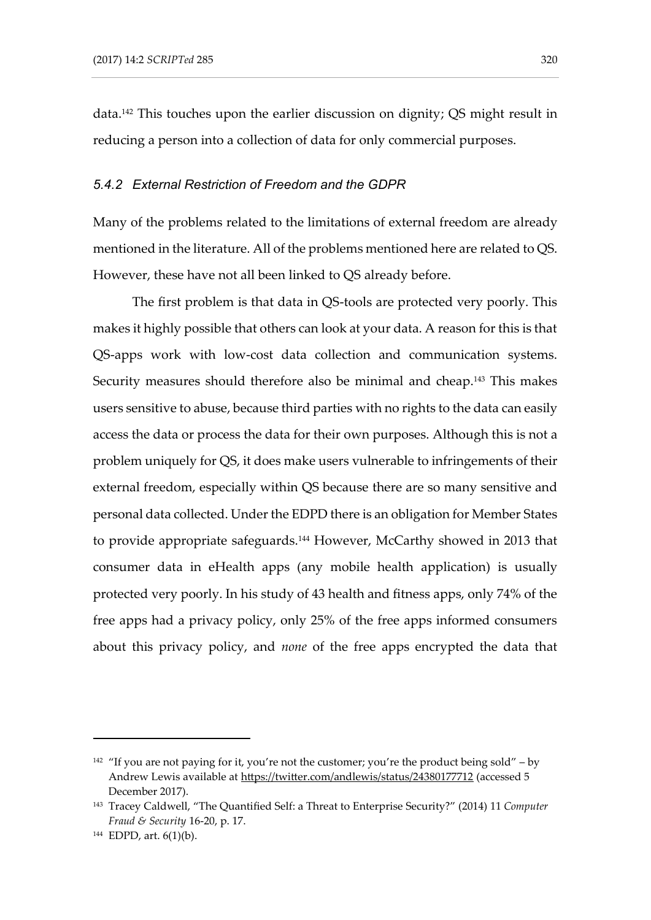data.[142] This touches upon the earlier discussion on dignity; QS might result in reducing a person into a collection of data for only commercial purposes.

### *5.4.2 External Restriction of Freedom and the GDPR*

Many of the problems related to the limitations of external freedom are already mentioned in the literature. All of the problems mentioned here are related to QS. However, these have not all been linked to QS already before.

The first problem is that data in QS-tools are protected very poorly. This makes it highly possible that others can look at your data. A reason for this is that QS-apps work with low-cost data collection and communication systems. Security measures should therefore also be minimal and cheap.[143] This makes users sensitive to abuse, because third parties with no rights to the data can easily access the data or process the data for their own purposes. Although this is not a problem uniquely for QS, it does make users vulnerable to infringements of their external freedom, especially within QS because there are so many sensitive and personal data collected. Under the EDPD there is an obligation for Member States to provide appropriate safeguards.[144] However, McCarthy showed in 2013 that consumer data in eHealth apps (any mobile health application) is usually protected very poorly. In his study of 43 health and fitness apps, only 74% of the free apps had a privacy policy, only 25% of the free apps informed consumers about this privacy policy, and *none* of the free apps encrypted the data that

---

[142] "If you are not paying for it, you're not the customer; you're the product being sold" – by Andrew Lewis available at https://twitter.com/andlewis/status/24380177712 (accessed 5 December 2017).

[143] Tracey Caldwell, "The Quantified Self: a Threat to Enterprise Security?" (2014) 11 *Computer Fraud & Security* 16-20, p. 17.

[144] EDPD, art. 6(1)(b).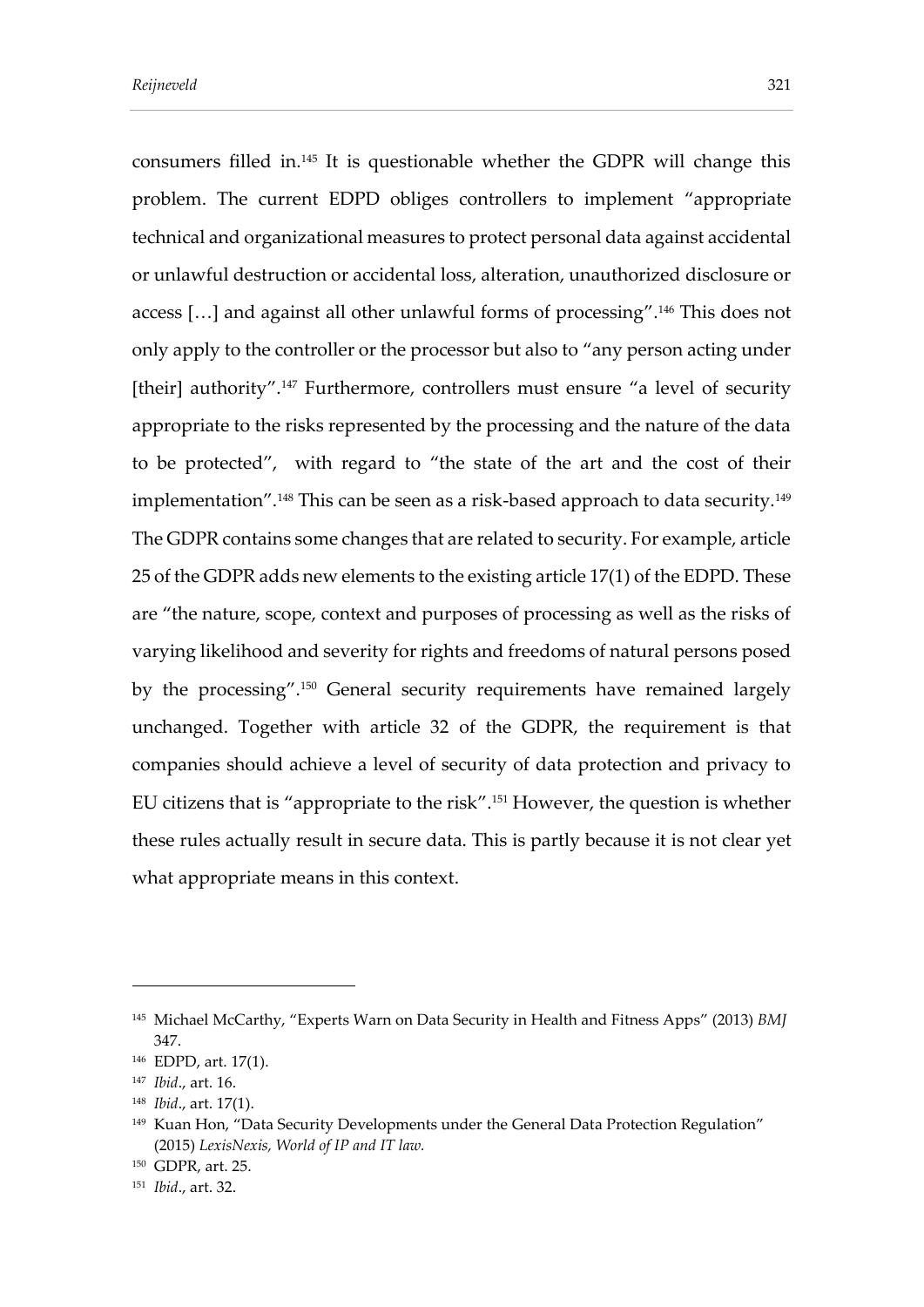consumers filled in.[145] It is questionable whether the GDPR will change this problem. The current EDPD obliges controllers to implement "appropriate technical and organizational measures to protect personal data against accidental or unlawful destruction or accidental loss, alteration, unauthorized disclosure or access […] and against all other unlawful forms of processing".[146] This does not only apply to the controller or the processor but also to "any person acting under [their] authority".[147] Furthermore, controllers must ensure "a level of security appropriate to the risks represented by the processing and the nature of the data to be protected", with regard to "the state of the art and the cost of their implementation".[148] This can be seen as a risk-based approach to data security.[149] The GDPR contains some changes that are related to security. For example, article 25 of the GDPR adds new elements to the existing article 17(1) of the EDPD. These are "the nature, scope, context and purposes of processing as well as the risks of varying likelihood and severity for rights and freedoms of natural persons posed by the processing".[150] General security requirements have remained largely unchanged. Together with article 32 of the GDPR, the requirement is that companies should achieve a level of security of data protection and privacy to EU citizens that is "appropriate to the risk".[151] However, the question is whether these rules actually result in secure data. This is partly because it is not clear yet what appropriate means in this context.

---

[145] Michael McCarthy, "Experts Warn on Data Security in Health and Fitness Apps" (2013) *BMJ* 347.

[146] EDPD, art. 17(1).

[147] *Ibid*., art. 16.

[148] *Ibid*., art. 17(1).

[149] Kuan Hon, "Data Security Developments under the General Data Protection Regulation" (2015) *LexisNexis, World of IP and IT law.*

[150] GDPR, art. 25.

[151] *Ibid*., art. 32.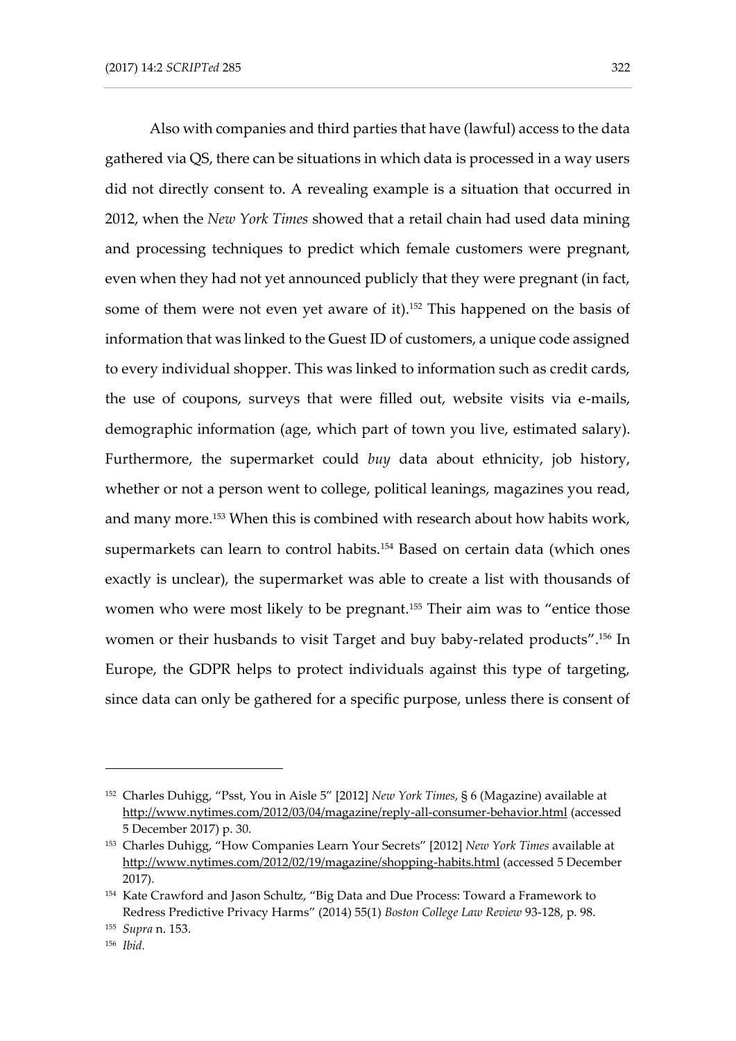Also with companies and third parties that have (lawful) access to the data gathered via QS, there can be situations in which data is processed in a way users did not directly consent to. A revealing example is a situation that occurred in 2012, when the *New York Times* showed that a retail chain had used data mining and processing techniques to predict which female customers were pregnant, even when they had not yet announced publicly that they were pregnant (in fact, some of them were not even yet aware of it).[152] This happened on the basis of information that was linked to the Guest ID of customers, a unique code assigned to every individual shopper. This was linked to information such as credit cards, the use of coupons, surveys that were filled out, website visits via e-mails, demographic information (age, which part of town you live, estimated salary). Furthermore, the supermarket could *buy* data about ethnicity, job history, whether or not a person went to college, political leanings, magazines you read, and many more.[153] When this is combined with research about how habits work, supermarkets can learn to control habits.[154] Based on certain data (which ones exactly is unclear), the supermarket was able to create a list with thousands of women who were most likely to be pregnant.[155] Their aim was to "entice those women or their husbands to visit Target and buy baby-related products".[156] In Europe, the GDPR helps to protect individuals against this type of targeting, since data can only be gathered for a specific purpose, unless there is consent of

---

[152] Charles Duhigg, "Psst, You in Aisle 5" [2012] *New York Times*, § 6 (Magazine) available at http://www.nytimes.com/2012/03/04/magazine/reply-all-consumer-behavior.html (accessed 5 December 2017) p. 30.

[153] Charles Duhigg, "How Companies Learn Your Secrets" [2012] *New York Times* available at http://www.nytimes.com/2012/02/19/magazine/shopping-habits.html (accessed 5 December 2017).

[154] Kate Crawford and Jason Schultz, "Big Data and Due Process: Toward a Framework to Redress Predictive Privacy Harms" (2014) 55(1) *Boston College Law Review* 93-128, p. 98.

[155] *Supra* n. 153.

[156] *Ibid.*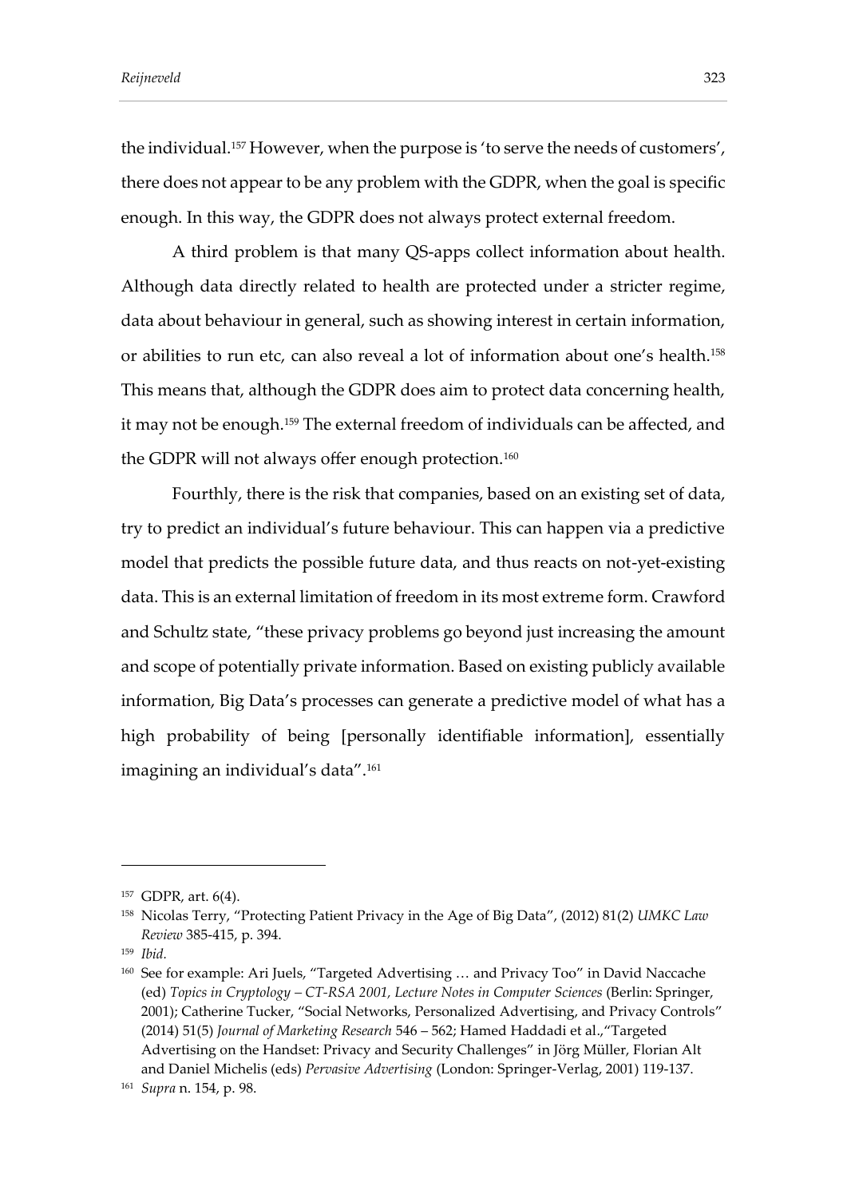the individual.[157] However, when the purpose is 'to serve the needs of customers', there does not appear to be any problem with the GDPR, when the goal is specific enough. In this way, the GDPR does not always protect external freedom.

A third problem is that many QS-apps collect information about health. Although data directly related to health are protected under a stricter regime, data about behaviour in general, such as showing interest in certain information, or abilities to run etc, can also reveal a lot of information about one's health.[158] This means that, although the GDPR does aim to protect data concerning health, it may not be enough.[159] The external freedom of individuals can be affected, and the GDPR will not always offer enough protection.[160]

Fourthly, there is the risk that companies, based on an existing set of data, try to predict an individual's future behaviour. This can happen via a predictive model that predicts the possible future data, and thus reacts on not-yet-existing data. This is an external limitation of freedom in its most extreme form. Crawford and Schultz state, "these privacy problems go beyond just increasing the amount and scope of potentially private information. Based on existing publicly available information, Big Data's processes can generate a predictive model of what has a high probability of being [personally identifiable information], essentially imagining an individual's data".[161]

---

[157] GDPR, art. 6(4).

[158] Nicolas Terry, "Protecting Patient Privacy in the Age of Big Data", (2012) 81(2) *UMKC Law Review* 385-415, p. 394.

[159] *Ibid.*

[160] See for example: Ari Juels, "Targeted Advertising … and Privacy Too" in David Naccache (ed) *Topics in Cryptology – CT-RSA 2001, Lecture Notes in Computer Sciences* (Berlin: Springer, 2001); Catherine Tucker, "Social Networks, Personalized Advertising, and Privacy Controls" (2014) 51(5) *Journal of Marketing Research* 546 – 562; Hamed Haddadi et al.,"Targeted Advertising on the Handset: Privacy and Security Challenges" in Jörg Müller, Florian Alt and Daniel Michelis (eds) *Pervasive Advertising* (London: Springer-Verlag, 2001) 119-137.

[161] *Supra* n. 154, p. 98.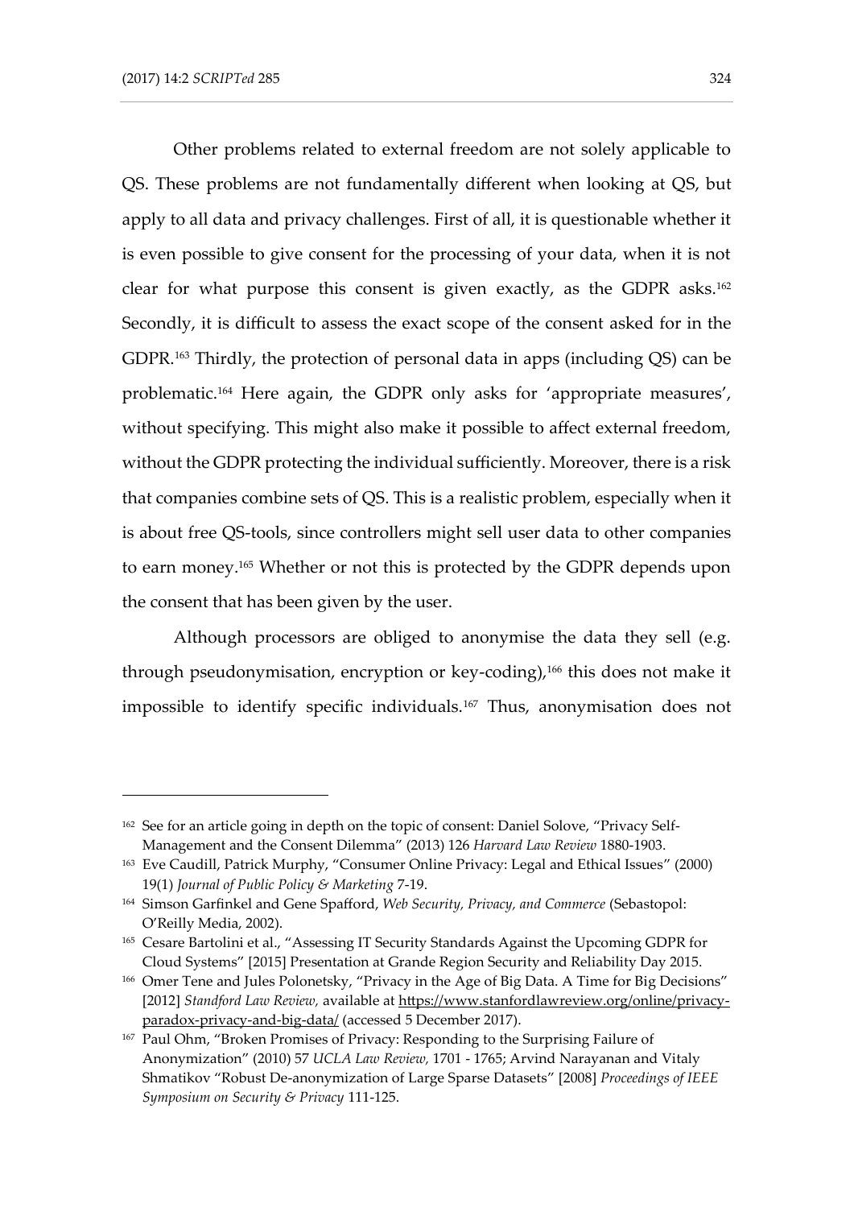Other problems related to external freedom are not solely applicable to QS. These problems are not fundamentally different when looking at QS, but apply to all data and privacy challenges. First of all, it is questionable whether it is even possible to give consent for the processing of your data, when it is not clear for what purpose this consent is given exactly, as the GDPR asks.[162] Secondly, it is difficult to assess the exact scope of the consent asked for in the GDPR.[163] Thirdly, the protection of personal data in apps (including QS) can be problematic.[164] Here again, the GDPR only asks for 'appropriate measures', without specifying. This might also make it possible to affect external freedom, without the GDPR protecting the individual sufficiently. Moreover, there is a risk that companies combine sets of QS. This is a realistic problem, especially when it is about free QS-tools, since controllers might sell user data to other companies to earn money.[165] Whether or not this is protected by the GDPR depends upon the consent that has been given by the user.

Although processors are obliged to anonymise the data they sell (e.g. through pseudonymisation, encryption or key-coding),[166] this does not make it impossible to identify specific individuals.[167] Thus, anonymisation does not

---

[162] See for an article going in depth on the topic of consent: Daniel Solove, "Privacy Self-Management and the Consent Dilemma" (2013) 126 *Harvard Law Review* 1880-1903.

[163] Eve Caudill, Patrick Murphy, "Consumer Online Privacy: Legal and Ethical Issues" (2000) 19(1) *Journal of Public Policy & Marketing* 7-19.

[164] Simson Garfinkel and Gene Spafford, *Web Security, Privacy, and Commerce* (Sebastopol: O'Reilly Media, 2002).

[165] Cesare Bartolini et al., "Assessing IT Security Standards Against the Upcoming GDPR for Cloud Systems" [2015] Presentation at Grande Region Security and Reliability Day 2015.

[166] Omer Tene and Jules Polonetsky, "Privacy in the Age of Big Data. A Time for Big Decisions" [2012] *Standford Law Review,* available at https://www.stanfordlawreview.org/online/privacy-paradox-privacy-and-big-data/ (accessed 5 December 2017).

[167] Paul Ohm, "Broken Promises of Privacy: Responding to the Surprising Failure of Anonymization" (2010) 57 *UCLA Law Review,* 1701 - 1765; Arvind Narayanan and Vitaly Shmatikov "Robust De-anonymization of Large Sparse Datasets" [2008] *Proceedings of IEEE Symposium on Security & Privacy* 111-125.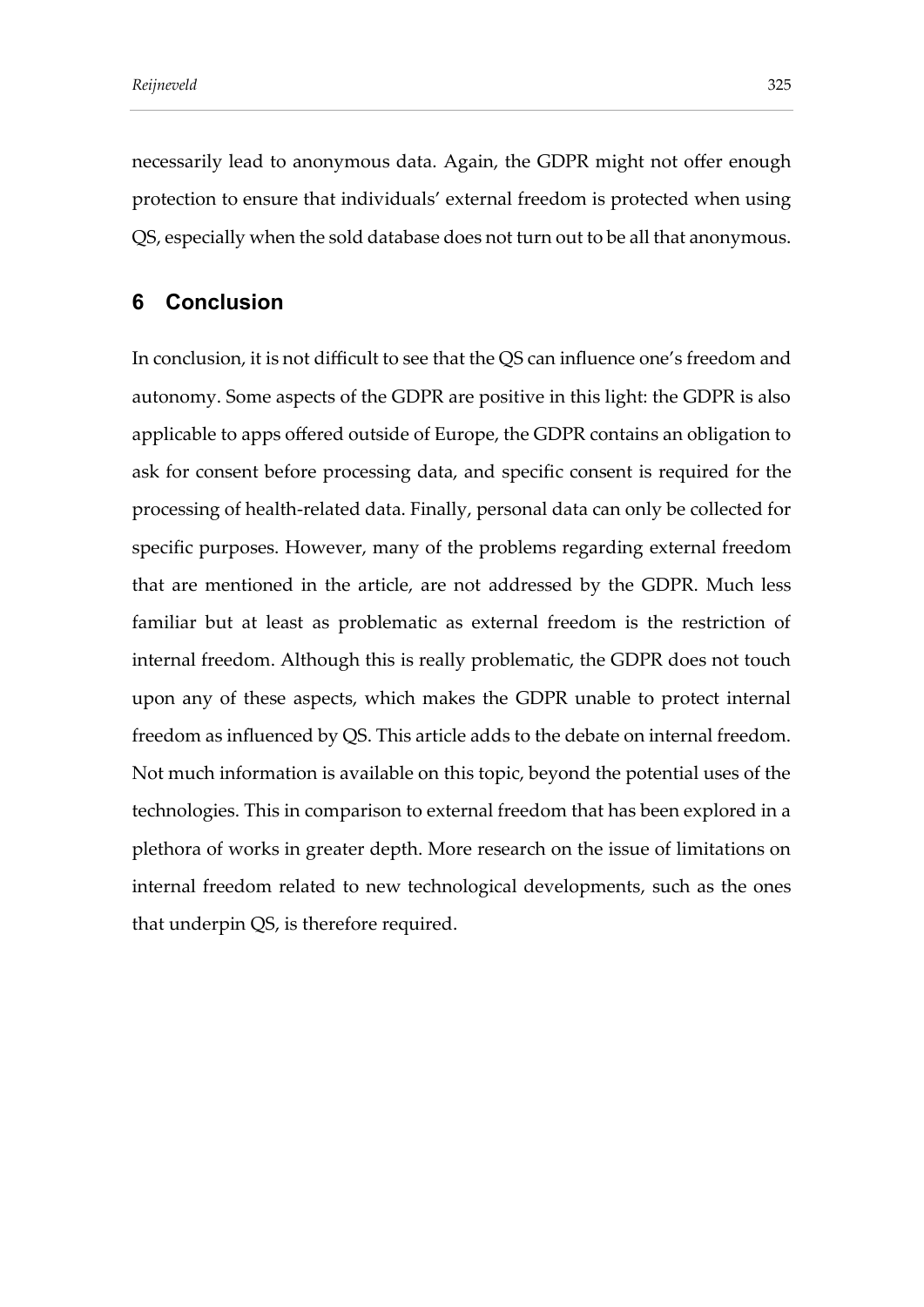necessarily lead to anonymous data. Again, the GDPR might not offer enough protection to ensure that individuals' external freedom is protected when using QS, especially when the sold database does not turn out to be all that anonymous.

## 6 Conclusion

In conclusion, it is not difficult to see that the QS can influence one's freedom and autonomy. Some aspects of the GDPR are positive in this light: the GDPR is also applicable to apps offered outside of Europe, the GDPR contains an obligation to ask for consent before processing data, and specific consent is required for the processing of health-related data. Finally, personal data can only be collected for specific purposes. However, many of the problems regarding external freedom that are mentioned in the article, are not addressed by the GDPR. Much less familiar but at least as problematic as external freedom is the restriction of internal freedom. Although this is really problematic, the GDPR does not touch upon any of these aspects, which makes the GDPR unable to protect internal freedom as influenced by QS. This article adds to the debate on internal freedom. Not much information is available on this topic, beyond the potential uses of the technologies. This in comparison to external freedom that has been explored in a plethora of works in greater depth. More research on the issue of limitations on internal freedom related to new technological developments, such as the ones that underpin QS, is therefore required.